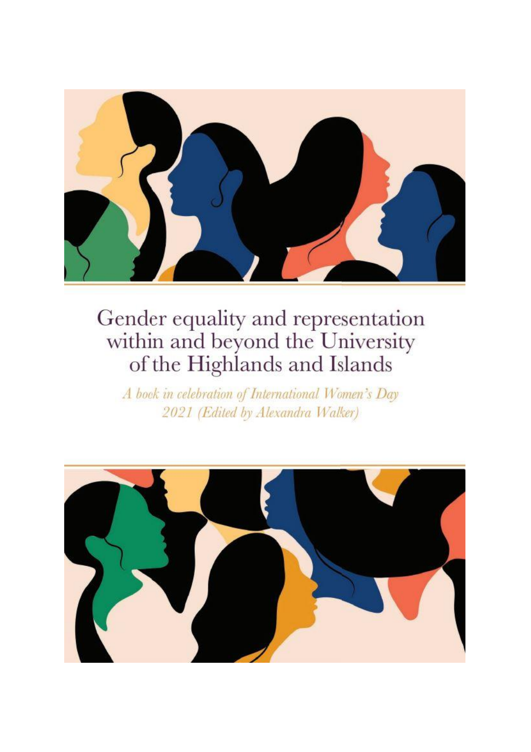# Gender equality and representation within and beyond the University of the Highlands and Islands

*A book in celebration of International Women's Day 2021 (Edited by Alexandra Walker)*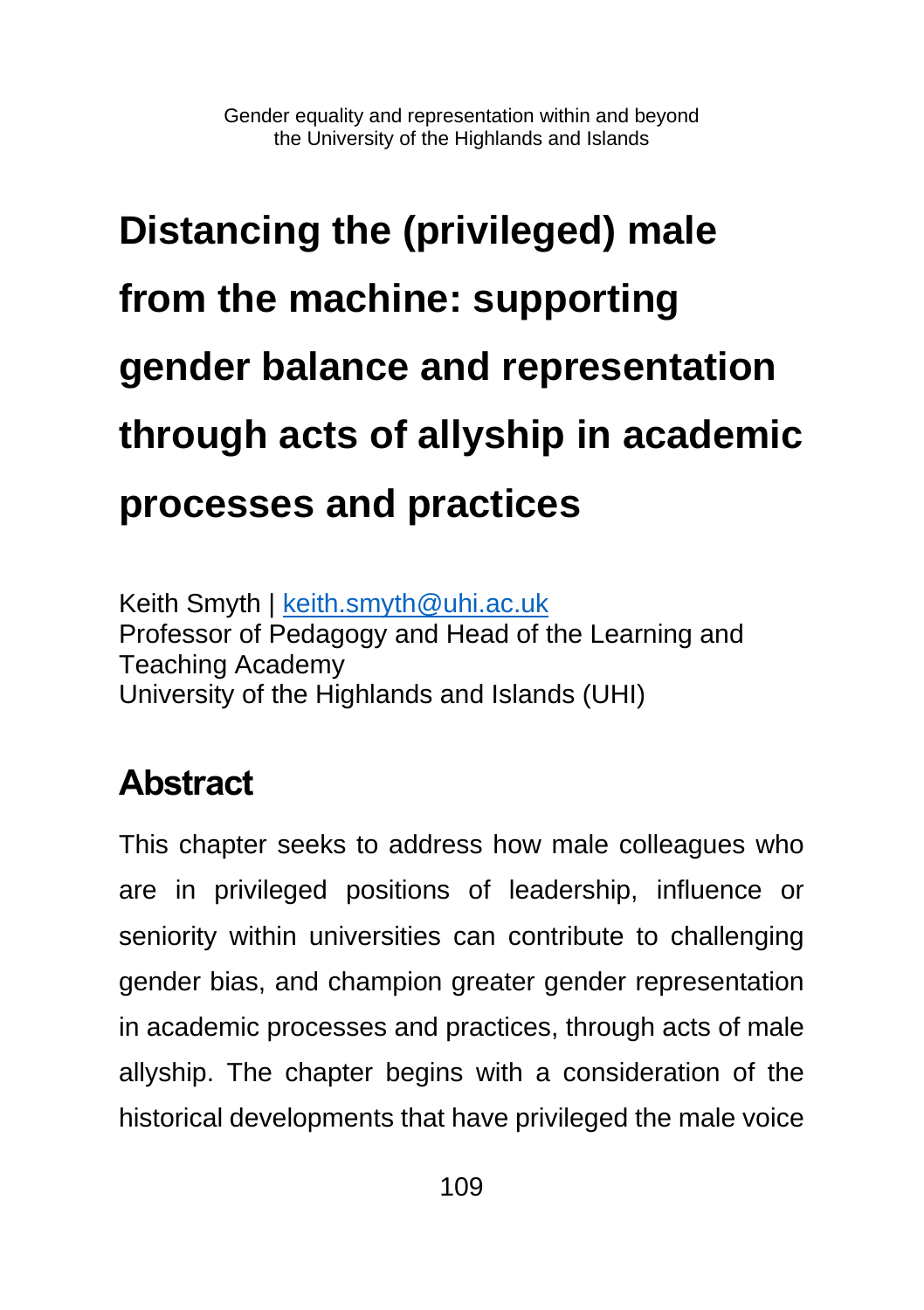# Distancing the (privileged) male from the machine: supporting gender balance and representation through acts of allyship in academic processes and practices

Keith Smyth | keith.smyth@uhi.ac.uk
Professor of Pedagogy and Head of the Learning and Teaching Academy
University of the Highlands and Islands (UHI)

## Abstract

This chapter seeks to address how male colleagues who are in privileged positions of leadership, influence or seniority within universities can contribute to challenging gender bias, and champion greater gender representation in academic processes and practices, through acts of male allyship. The chapter begins with a consideration of the historical developments that have privileged the male voice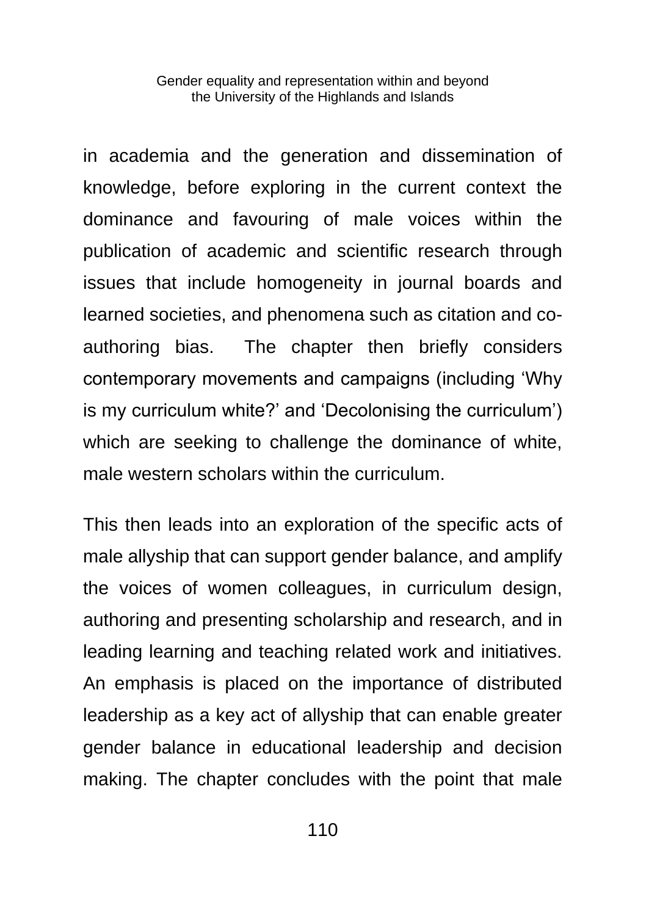in academia and the generation and dissemination of knowledge, before exploring in the current context the dominance and favouring of male voices within the publication of academic and scientific research through issues that include homogeneity in journal boards and learned societies, and phenomena such as citation and co-authoring bias. The chapter then briefly considers contemporary movements and campaigns (including 'Why is my curriculum white?' and 'Decolonising the curriculum') which are seeking to challenge the dominance of white, male western scholars within the curriculum.

This then leads into an exploration of the specific acts of male allyship that can support gender balance, and amplify the voices of women colleagues, in curriculum design, authoring and presenting scholarship and research, and in leading learning and teaching related work and initiatives. An emphasis is placed on the importance of distributed leadership as a key act of allyship that can enable greater gender balance in educational leadership and decision making. The chapter concludes with the point that male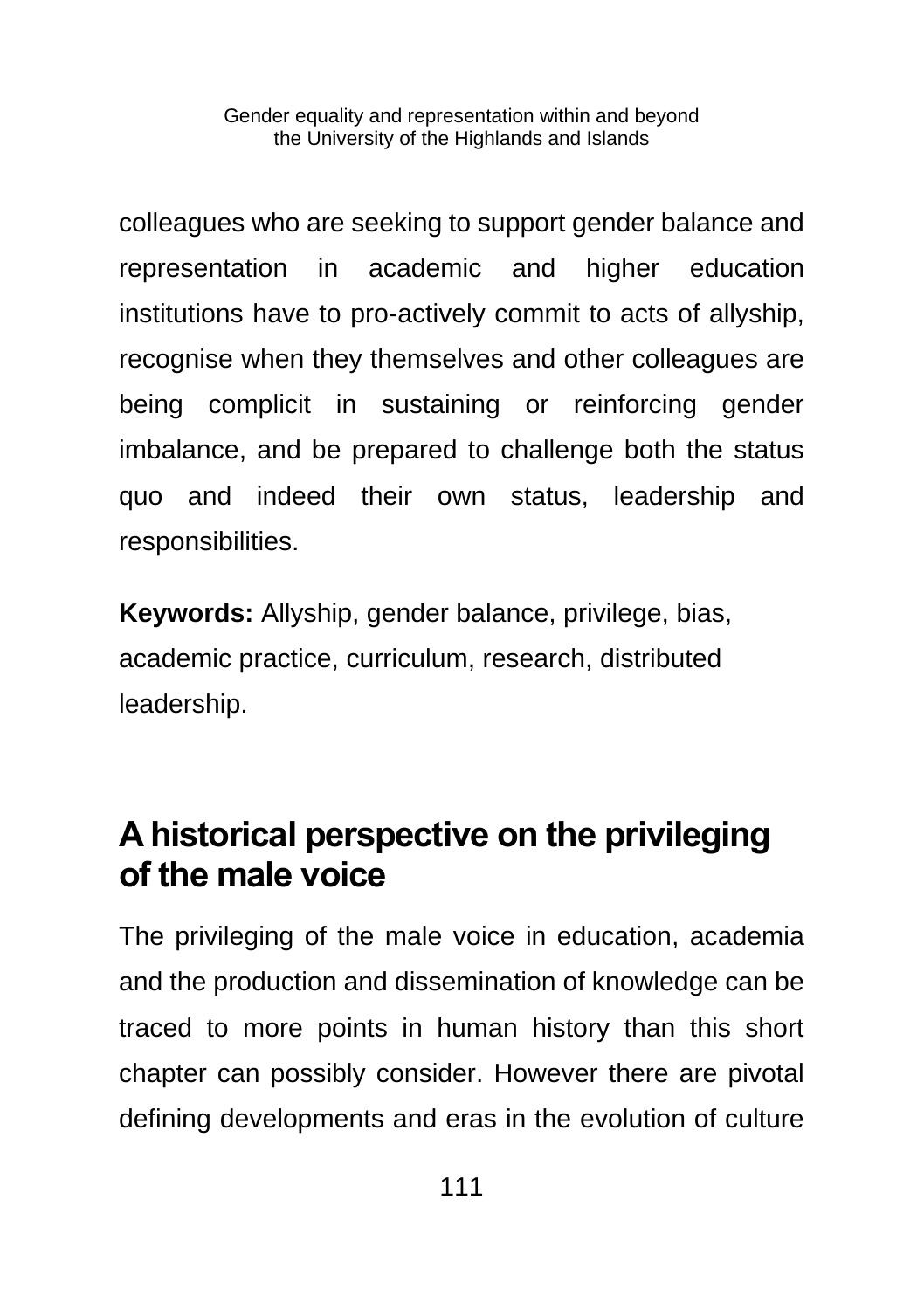colleagues who are seeking to support gender balance and representation in academic and higher education institutions have to pro-actively commit to acts of allyship, recognise when they themselves and other colleagues are being complicit in sustaining or reinforcing gender imbalance, and be prepared to challenge both the status quo and indeed their own status, leadership and responsibilities.

**Keywords:** Allyship, gender balance, privilege, bias, academic practice, curriculum, research, distributed leadership.

## A historical perspective on the privileging of the male voice

The privileging of the male voice in education, academia and the production and dissemination of knowledge can be traced to more points in human history than this short chapter can possibly consider. However there are pivotal defining developments and eras in the evolution of culture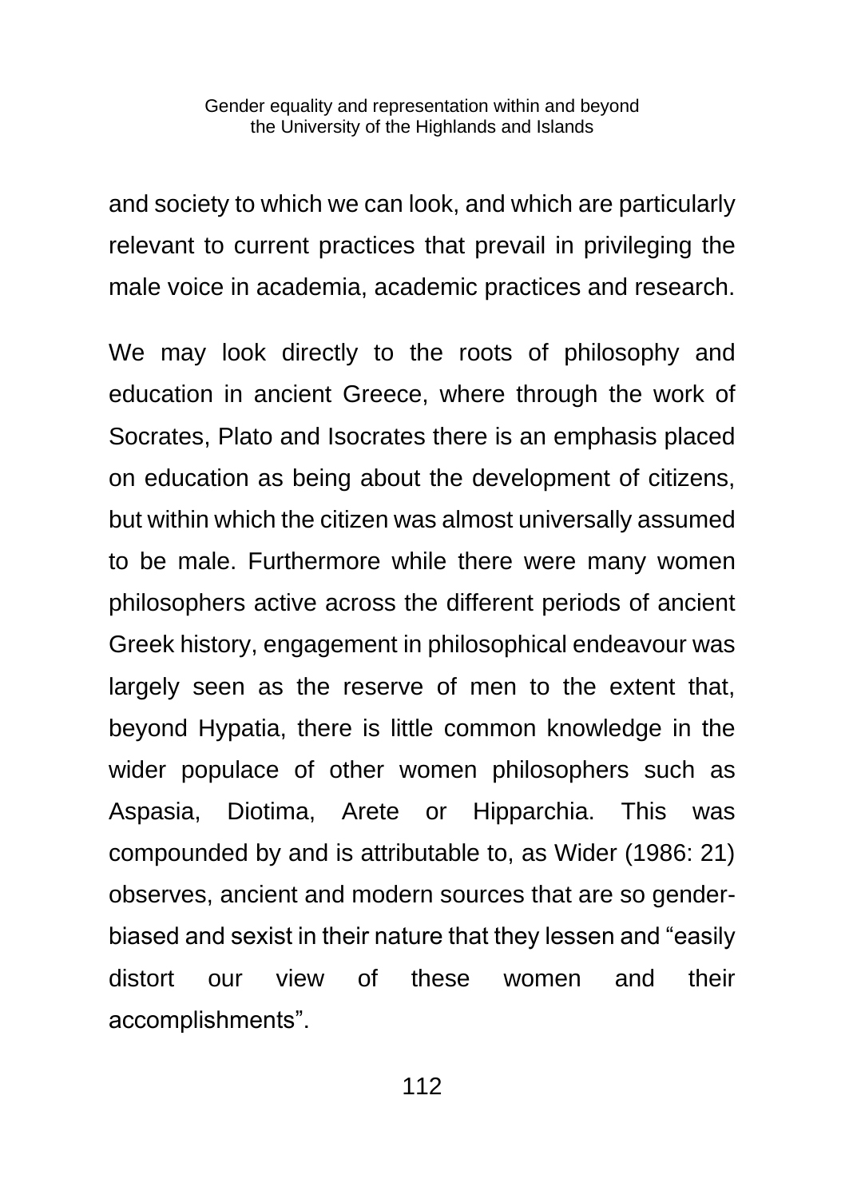and society to which we can look, and which are particularly relevant to current practices that prevail in privileging the male voice in academia, academic practices and research.

We may look directly to the roots of philosophy and education in ancient Greece, where through the work of Socrates, Plato and Isocrates there is an emphasis placed on education as being about the development of citizens, but within which the citizen was almost universally assumed to be male. Furthermore while there were many women philosophers active across the different periods of ancient Greek history, engagement in philosophical endeavour was largely seen as the reserve of men to the extent that, beyond Hypatia, there is little common knowledge in the wider populace of other women philosophers such as Aspasia, Diotima, Arete or Hipparchia. This was compounded by and is attributable to, as Wider (1986: 21) observes, ancient and modern sources that are so gender-biased and sexist in their nature that they lessen and "easily distort our view of these women and their accomplishments".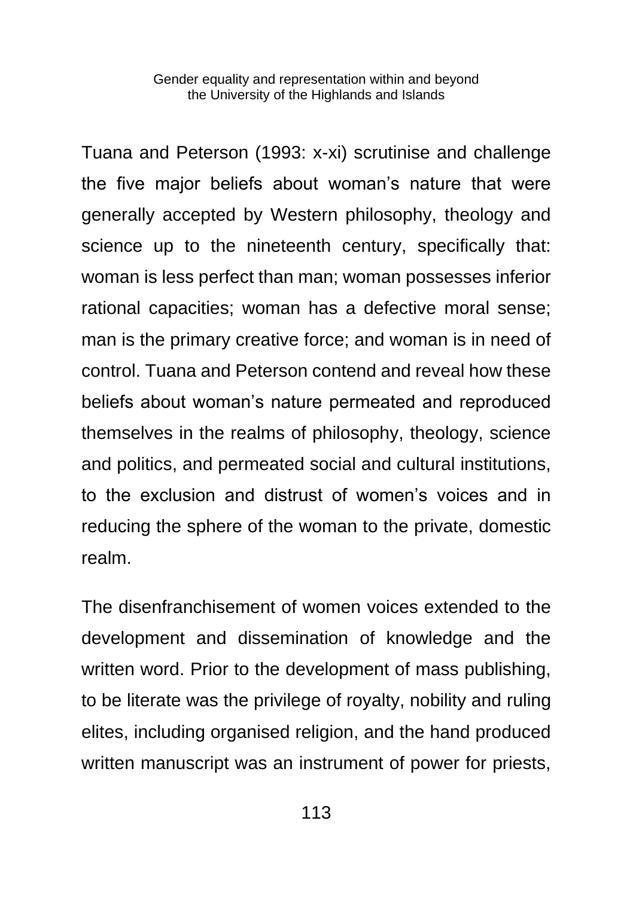Tuana and Peterson (1993: x-xi) scrutinise and challenge the five major beliefs about woman's nature that were generally accepted by Western philosophy, theology and science up to the nineteenth century, specifically that: woman is less perfect than man; woman possesses inferior rational capacities; woman has a defective moral sense; man is the primary creative force; and woman is in need of control. Tuana and Peterson contend and reveal how these beliefs about woman's nature permeated and reproduced themselves in the realms of philosophy, theology, science and politics, and permeated social and cultural institutions, to the exclusion and distrust of women's voices and in reducing the sphere of the woman to the private, domestic realm.

The disenfranchisement of women voices extended to the development and dissemination of knowledge and the written word. Prior to the development of mass publishing, to be literate was the privilege of royalty, nobility and ruling elites, including organised religion, and the hand produced written manuscript was an instrument of power for priests,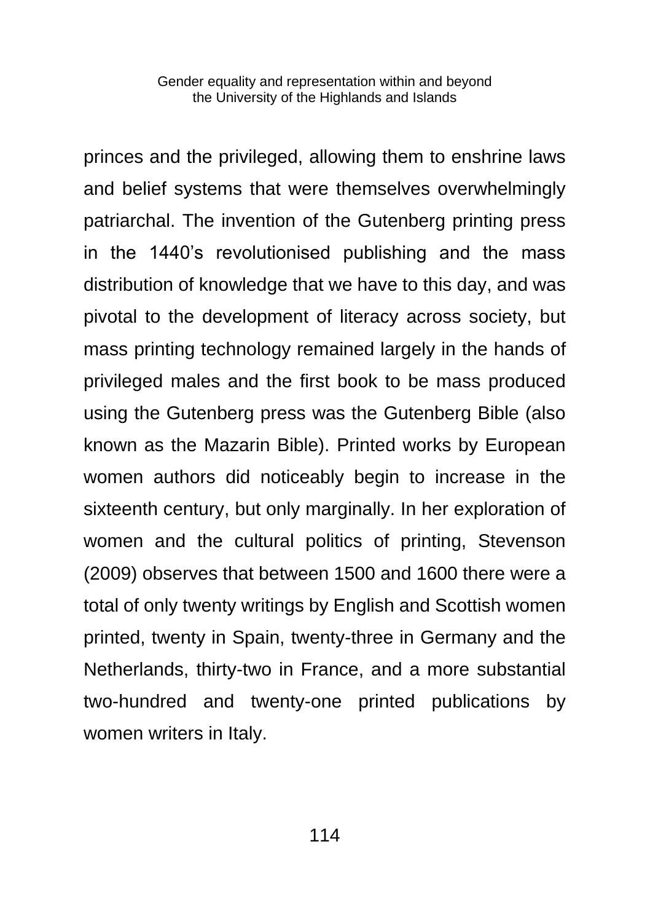princes and the privileged, allowing them to enshrine laws and belief systems that were themselves overwhelmingly patriarchal. The invention of the Gutenberg printing press in the 1440's revolutionised publishing and the mass distribution of knowledge that we have to this day, and was pivotal to the development of literacy across society, but mass printing technology remained largely in the hands of privileged males and the first book to be mass produced using the Gutenberg press was the Gutenberg Bible (also known as the Mazarin Bible). Printed works by European women authors did noticeably begin to increase in the sixteenth century, but only marginally. In her exploration of women and the cultural politics of printing, Stevenson (2009) observes that between 1500 and 1600 there were a total of only twenty writings by English and Scottish women printed, twenty in Spain, twenty-three in Germany and the Netherlands, thirty-two in France, and a more substantial two-hundred and twenty-one printed publications by women writers in Italy.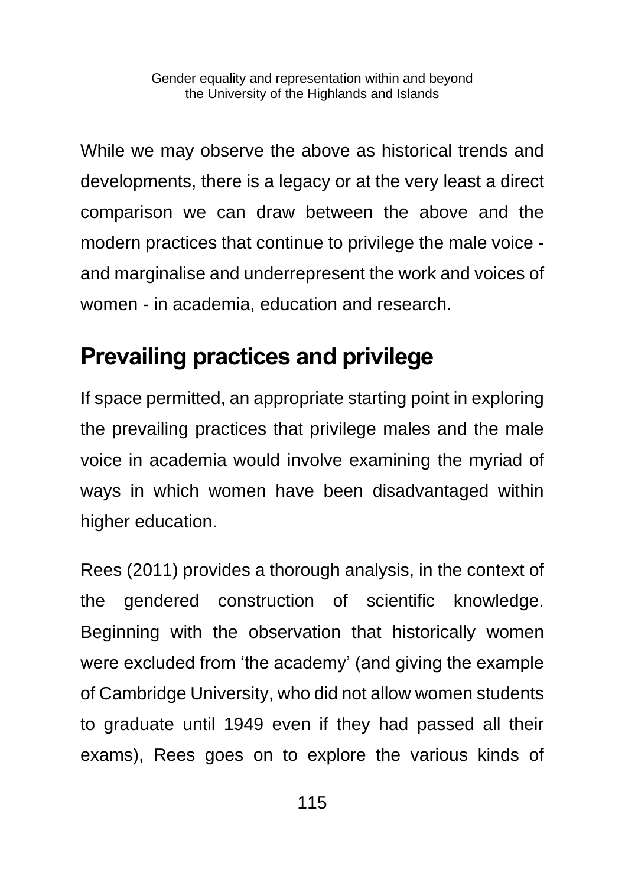While we may observe the above as historical trends and developments, there is a legacy or at the very least a direct comparison we can draw between the above and the modern practices that continue to privilege the male voice - and marginalise and underrepresent the work and voices of women - in academia, education and research.

## Prevailing practices and privilege

If space permitted, an appropriate starting point in exploring the prevailing practices that privilege males and the male voice in academia would involve examining the myriad of ways in which women have been disadvantaged within higher education.

Rees (2011) provides a thorough analysis, in the context of the gendered construction of scientific knowledge. Beginning with the observation that historically women were excluded from 'the academy' (and giving the example of Cambridge University, who did not allow women students to graduate until 1949 even if they had passed all their exams), Rees goes on to explore the various kinds of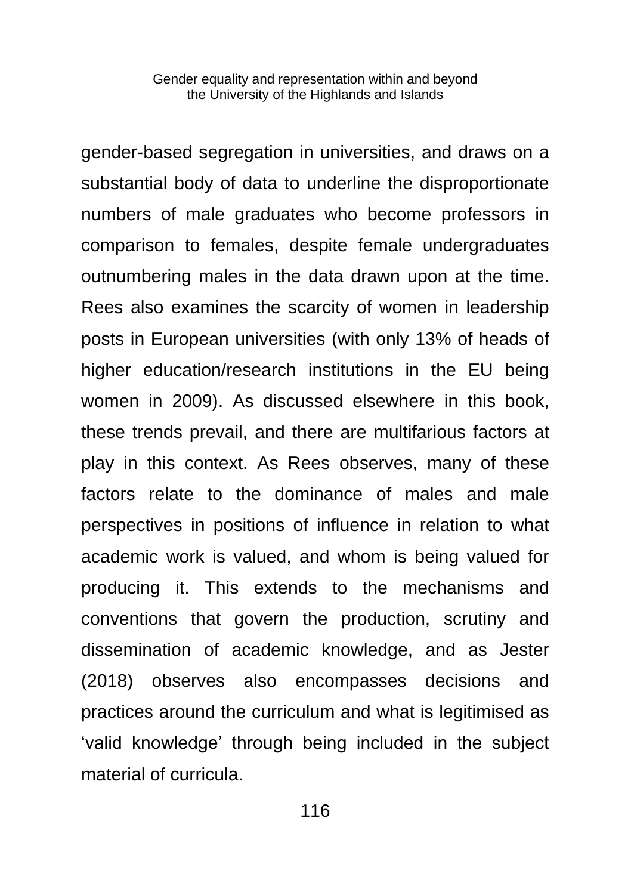gender-based segregation in universities, and draws on a substantial body of data to underline the disproportionate numbers of male graduates who become professors in comparison to females, despite female undergraduates outnumbering males in the data drawn upon at the time. Rees also examines the scarcity of women in leadership posts in European universities (with only 13% of heads of higher education/research institutions in the EU being women in 2009). As discussed elsewhere in this book, these trends prevail, and there are multifarious factors at play in this context. As Rees observes, many of these factors relate to the dominance of males and male perspectives in positions of influence in relation to what academic work is valued, and whom is being valued for producing it. This extends to the mechanisms and conventions that govern the production, scrutiny and dissemination of academic knowledge, and as Jester (2018) observes also encompasses decisions and practices around the curriculum and what is legitimised as 'valid knowledge' through being included in the subject material of curricula.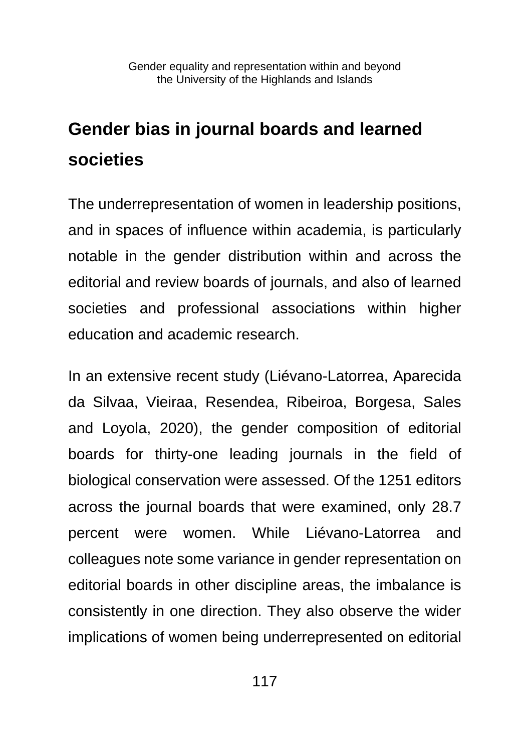## Gender bias in journal boards and learned societies

The underrepresentation of women in leadership positions, and in spaces of influence within academia, is particularly notable in the gender distribution within and across the editorial and review boards of journals, and also of learned societies and professional associations within higher education and academic research.

In an extensive recent study (Liévano-Latorrea, Aparecida da Silvaa, Vieiraa, Resendea, Ribeiroa, Borgesa, Sales and Loyola, 2020), the gender composition of editorial boards for thirty-one leading journals in the field of biological conservation were assessed. Of the 1251 editors across the journal boards that were examined, only 28.7 percent were women. While Liévano-Latorrea and colleagues note some variance in gender representation on editorial boards in other discipline areas, the imbalance is consistently in one direction. They also observe the wider implications of women being underrepresented on editorial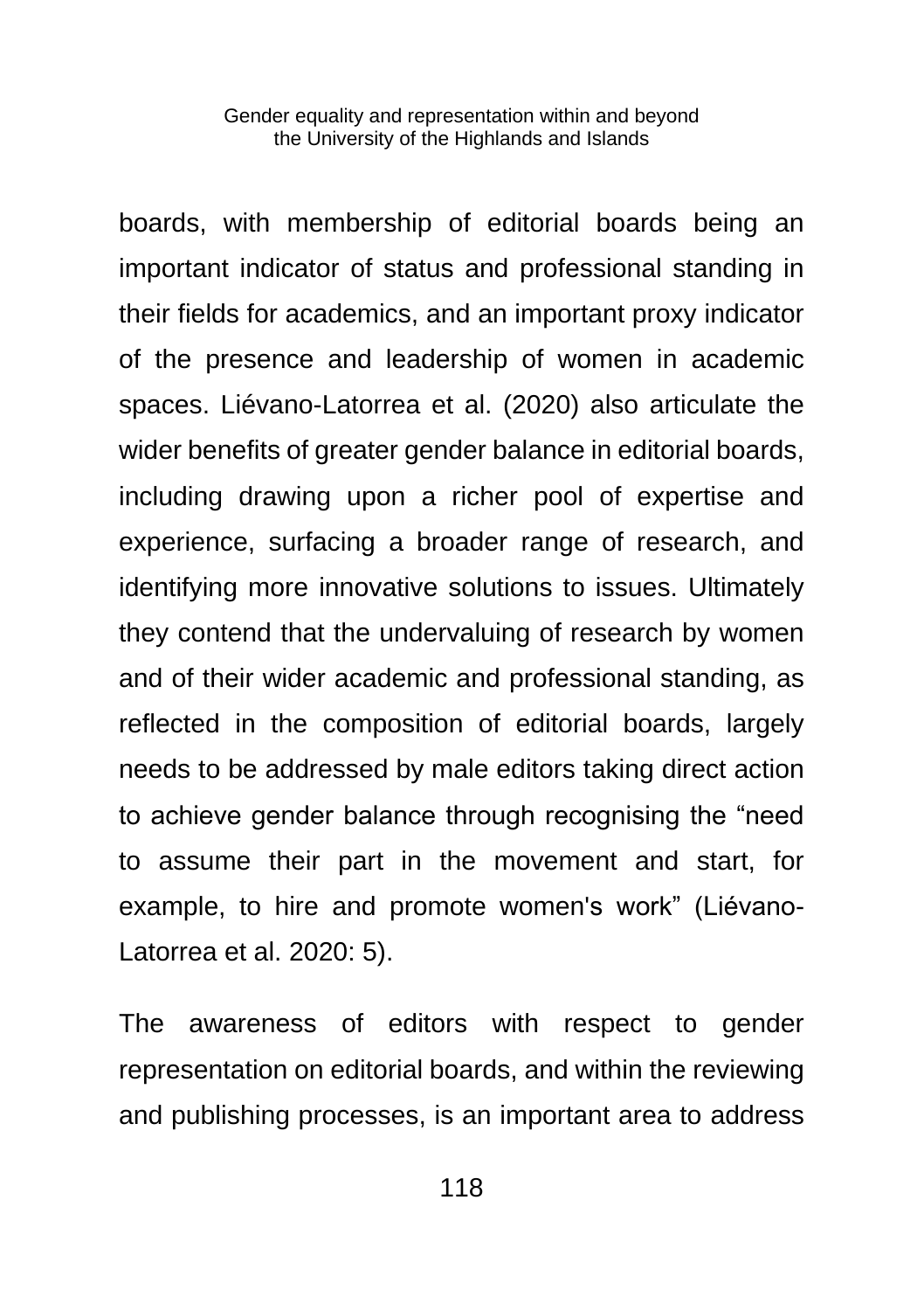boards, with membership of editorial boards being an important indicator of status and professional standing in their fields for academics, and an important proxy indicator of the presence and leadership of women in academic spaces. Liévano-Latorrea et al. (2020) also articulate the wider benefits of greater gender balance in editorial boards, including drawing upon a richer pool of expertise and experience, surfacing a broader range of research, and identifying more innovative solutions to issues. Ultimately they contend that the undervaluing of research by women and of their wider academic and professional standing, as reflected in the composition of editorial boards, largely needs to be addressed by male editors taking direct action to achieve gender balance through recognising the "need to assume their part in the movement and start, for example, to hire and promote women's work" (Liévano-Latorrea et al. 2020: 5).

The awareness of editors with respect to gender representation on editorial boards, and within the reviewing and publishing processes, is an important area to address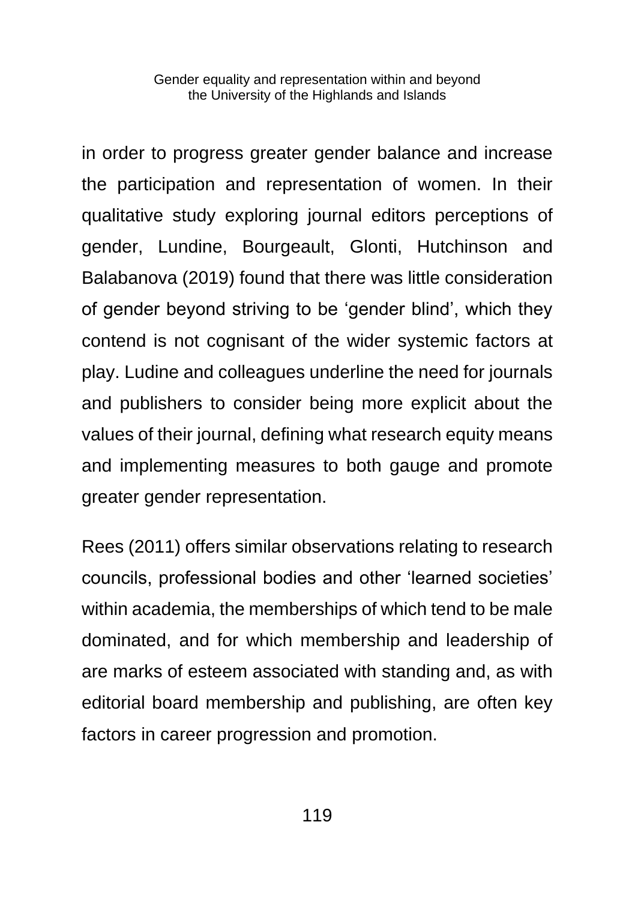in order to progress greater gender balance and increase the participation and representation of women. In their qualitative study exploring journal editors perceptions of gender, Lundine, Bourgeault, Glonti, Hutchinson and Balabanova (2019) found that there was little consideration of gender beyond striving to be 'gender blind', which they contend is not cognisant of the wider systemic factors at play. Ludine and colleagues underline the need for journals and publishers to consider being more explicit about the values of their journal, defining what research equity means and implementing measures to both gauge and promote greater gender representation.

Rees (2011) offers similar observations relating to research councils, professional bodies and other 'learned societies' within academia, the memberships of which tend to be male dominated, and for which membership and leadership of are marks of esteem associated with standing and, as with editorial board membership and publishing, are often key factors in career progression and promotion.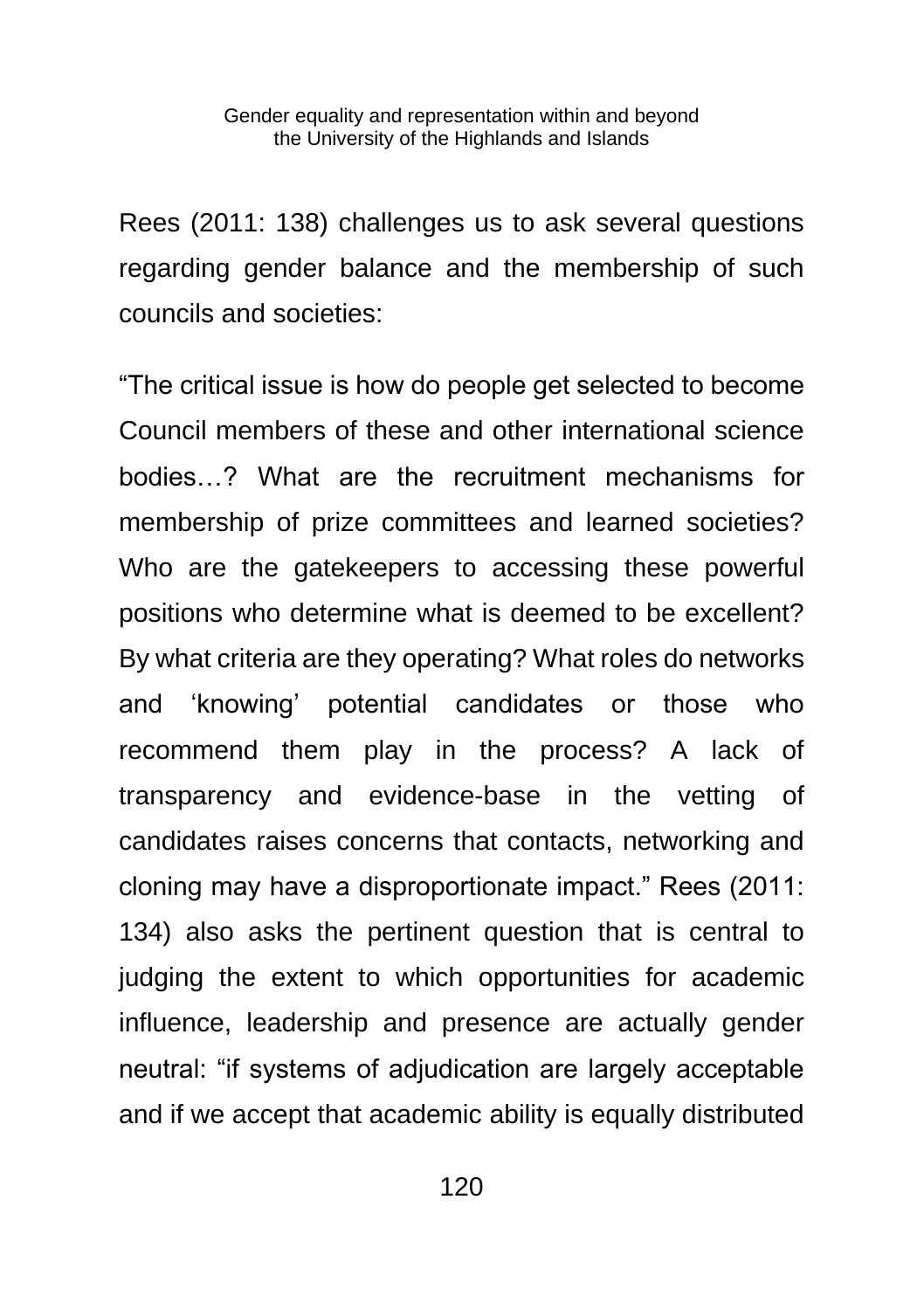Rees (2011: 138) challenges us to ask several questions regarding gender balance and the membership of such councils and societies:

"The critical issue is how do people get selected to become Council members of these and other international science bodies…? What are the recruitment mechanisms for membership of prize committees and learned societies? Who are the gatekeepers to accessing these powerful positions who determine what is deemed to be excellent? By what criteria are they operating? What roles do networks and 'knowing' potential candidates or those who recommend them play in the process? A lack of transparency and evidence-base in the vetting of candidates raises concerns that contacts, networking and cloning may have a disproportionate impact." Rees (2011: 134) also asks the pertinent question that is central to judging the extent to which opportunities for academic influence, leadership and presence are actually gender neutral: "if systems of adjudication are largely acceptable and if we accept that academic ability is equally distributed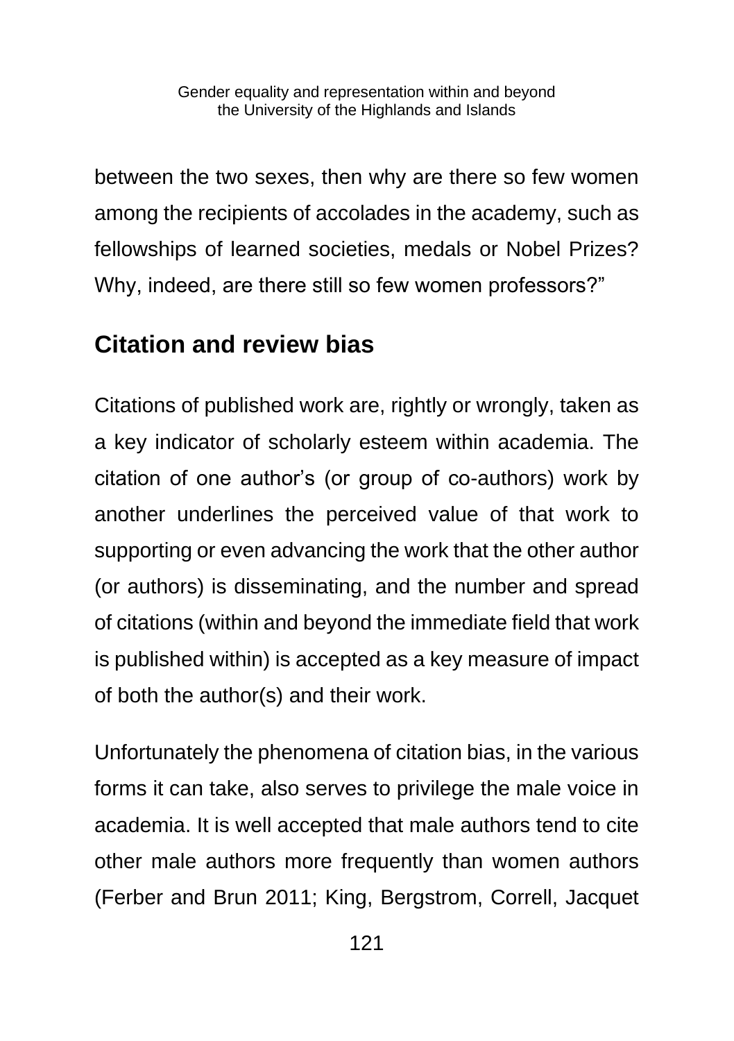between the two sexes, then why are there so few women among the recipients of accolades in the academy, such as fellowships of learned societies, medals or Nobel Prizes? Why, indeed, are there still so few women professors?"

## Citation and review bias

Citations of published work are, rightly or wrongly, taken as a key indicator of scholarly esteem within academia. The citation of one author's (or group of co-authors) work by another underlines the perceived value of that work to supporting or even advancing the work that the other author (or authors) is disseminating, and the number and spread of citations (within and beyond the immediate field that work is published within) is accepted as a key measure of impact of both the author(s) and their work.

Unfortunately the phenomena of citation bias, in the various forms it can take, also serves to privilege the male voice in academia. It is well accepted that male authors tend to cite other male authors more frequently than women authors (Ferber and Brun 2011; King, Bergstrom, Correll, Jacquet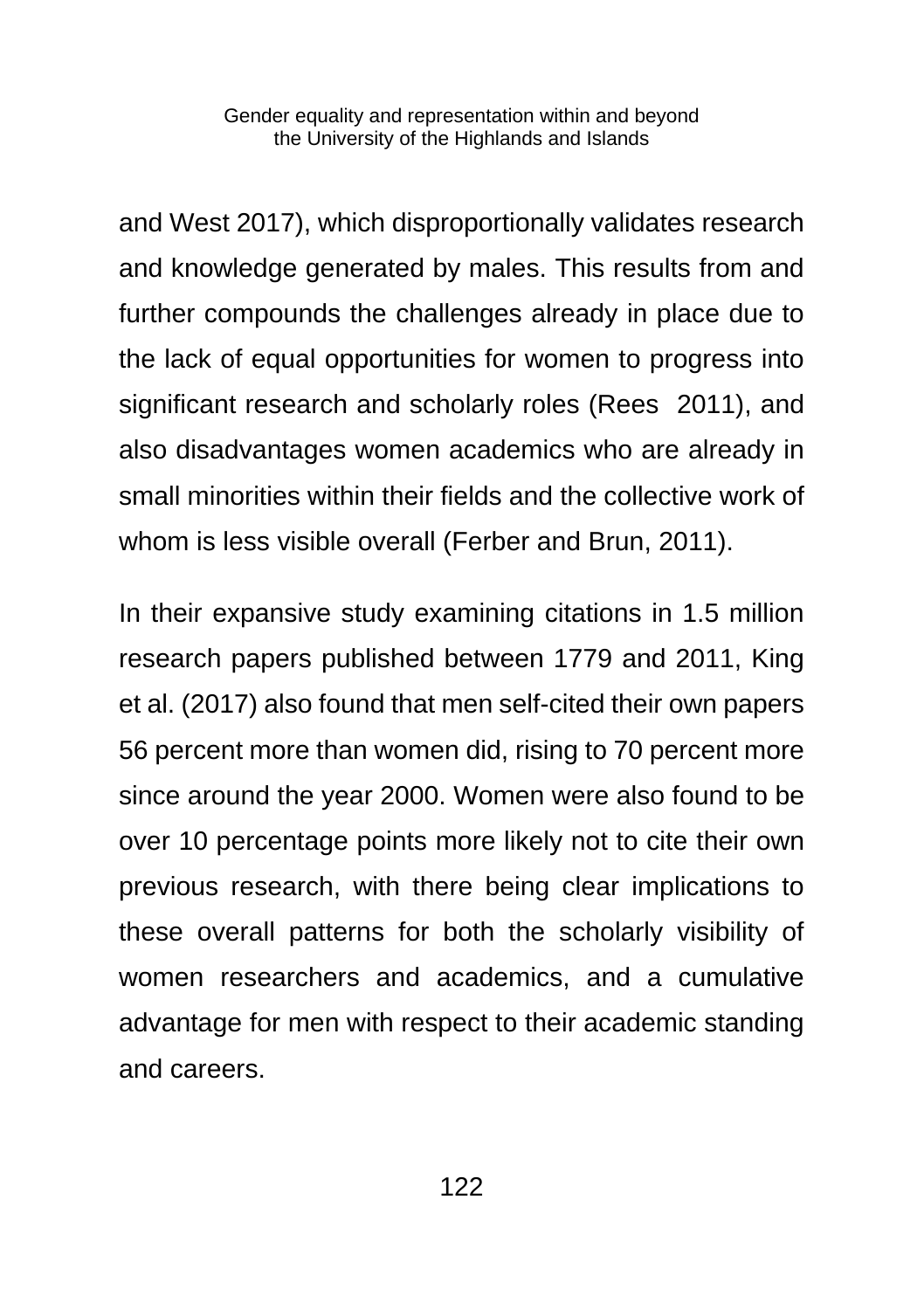and West 2017), which disproportionally validates research and knowledge generated by males. This results from and further compounds the challenges already in place due to the lack of equal opportunities for women to progress into significant research and scholarly roles (Rees  2011), and also disadvantages women academics who are already in small minorities within their fields and the collective work of whom is less visible overall (Ferber and Brun, 2011).

In their expansive study examining citations in 1.5 million research papers published between 1779 and 2011, King et al. (2017) also found that men self-cited their own papers 56 percent more than women did, rising to 70 percent more since around the year 2000. Women were also found to be over 10 percentage points more likely not to cite their own previous research, with there being clear implications to these overall patterns for both the scholarly visibility of women researchers and academics, and a cumulative advantage for men with respect to their academic standing and careers.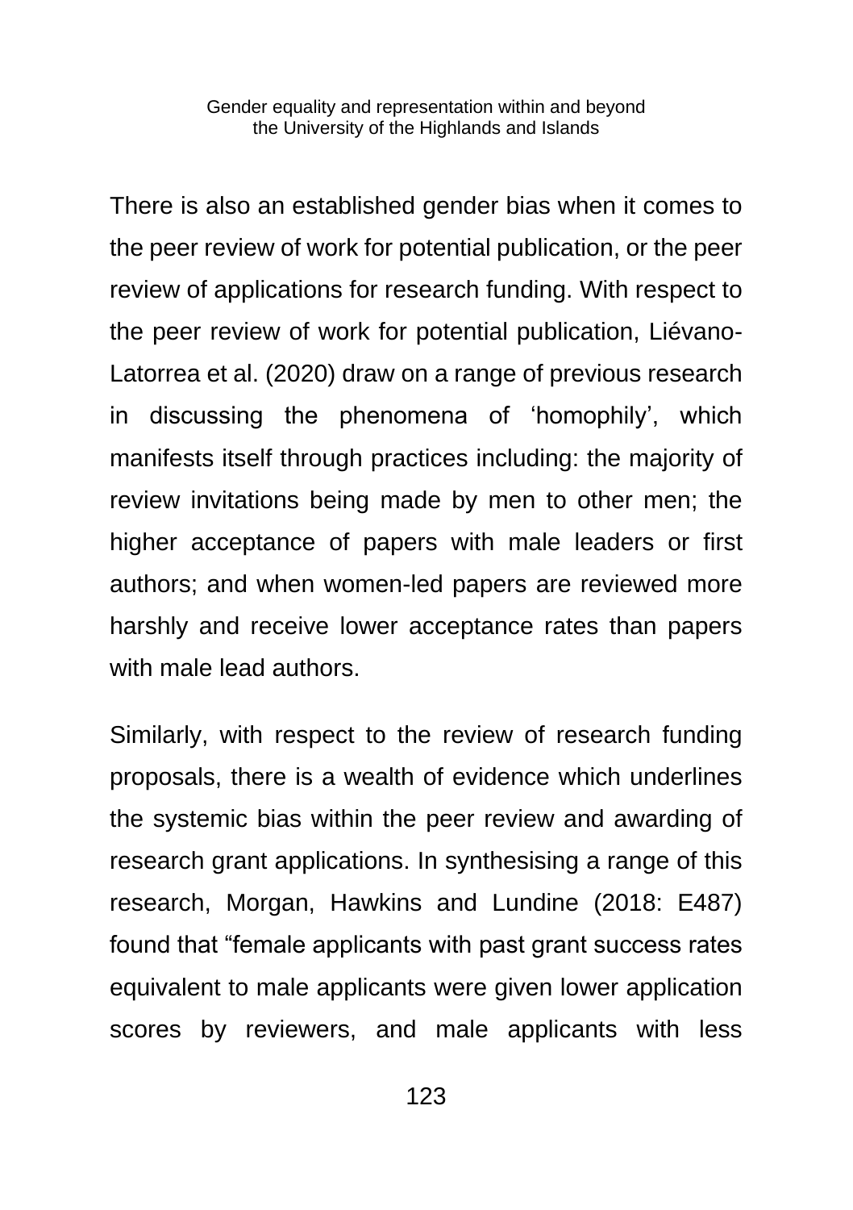There is also an established gender bias when it comes to the peer review of work for potential publication, or the peer review of applications for research funding. With respect to the peer review of work for potential publication, Liévano-Latorrea et al. (2020) draw on a range of previous research in discussing the phenomena of 'homophily', which manifests itself through practices including: the majority of review invitations being made by men to other men; the higher acceptance of papers with male leaders or first authors; and when women-led papers are reviewed more harshly and receive lower acceptance rates than papers with male lead authors.

Similarly, with respect to the review of research funding proposals, there is a wealth of evidence which underlines the systemic bias within the peer review and awarding of research grant applications. In synthesising a range of this research, Morgan, Hawkins and Lundine (2018: E487) found that "female applicants with past grant success rates equivalent to male applicants were given lower application scores by reviewers, and male applicants with less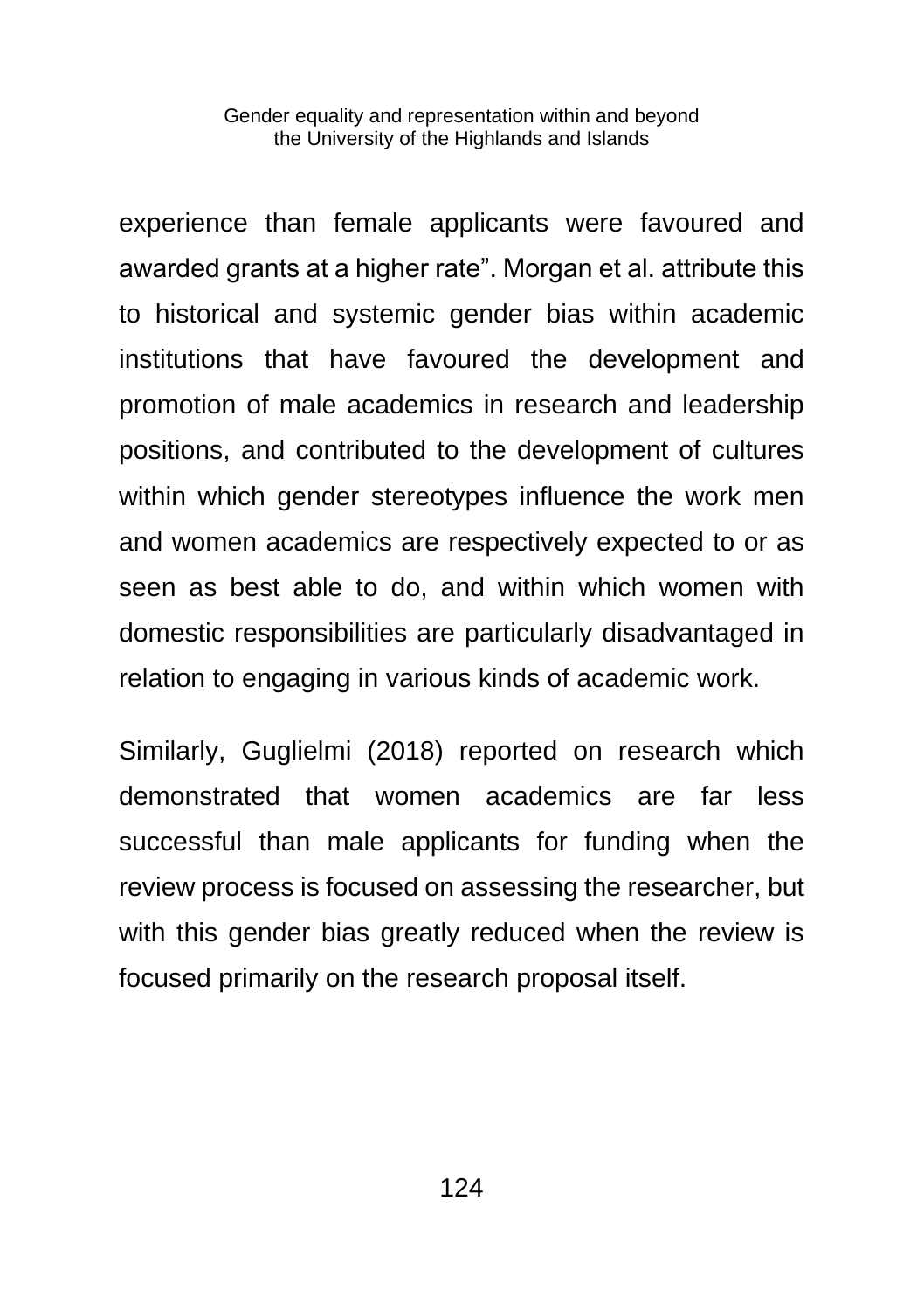experience than female applicants were favoured and awarded grants at a higher rate”. Morgan et al. attribute this to historical and systemic gender bias within academic institutions that have favoured the development and promotion of male academics in research and leadership positions, and contributed to the development of cultures within which gender stereotypes influence the work men and women academics are respectively expected to or as seen as best able to do, and within which women with domestic responsibilities are particularly disadvantaged in relation to engaging in various kinds of academic work.

Similarly, Guglielmi (2018) reported on research which demonstrated that women academics are far less successful than male applicants for funding when the review process is focused on assessing the researcher, but with this gender bias greatly reduced when the review is focused primarily on the research proposal itself.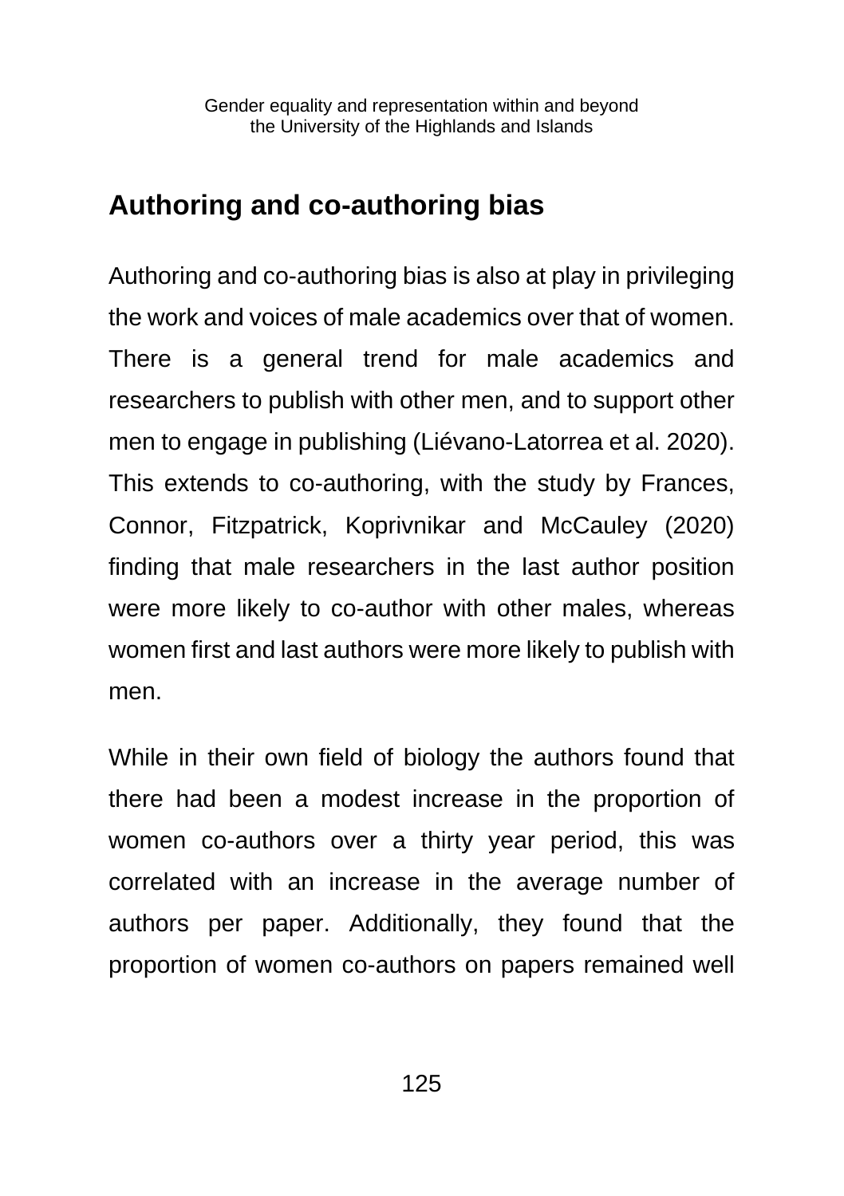## Authoring and co-authoring bias

Authoring and co-authoring bias is also at play in privileging the work and voices of male academics over that of women. There is a general trend for male academics and researchers to publish with other men, and to support other men to engage in publishing (Liévano-Latorrea et al. 2020). This extends to co-authoring, with the study by Frances, Connor, Fitzpatrick, Koprivnikar and McCauley (2020) finding that male researchers in the last author position were more likely to co-author with other males, whereas women first and last authors were more likely to publish with men.

While in their own field of biology the authors found that there had been a modest increase in the proportion of women co-authors over a thirty year period, this was correlated with an increase in the average number of authors per paper. Additionally, they found that the proportion of women co-authors on papers remained well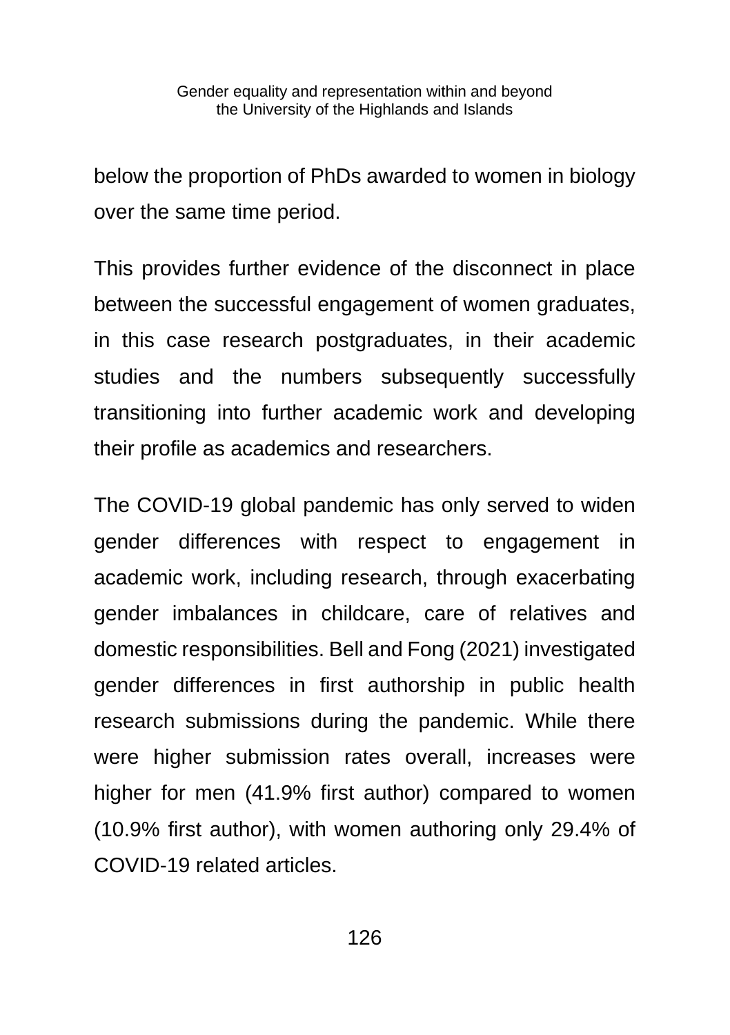below the proportion of PhDs awarded to women in biology over the same time period.

This provides further evidence of the disconnect in place between the successful engagement of women graduates, in this case research postgraduates, in their academic studies and the numbers subsequently successfully transitioning into further academic work and developing their profile as academics and researchers.

The COVID-19 global pandemic has only served to widen gender differences with respect to engagement in academic work, including research, through exacerbating gender imbalances in childcare, care of relatives and domestic responsibilities. Bell and Fong (2021) investigated gender differences in first authorship in public health research submissions during the pandemic. While there were higher submission rates overall, increases were higher for men (41.9% first author) compared to women (10.9% first author), with women authoring only 29.4% of COVID-19 related articles.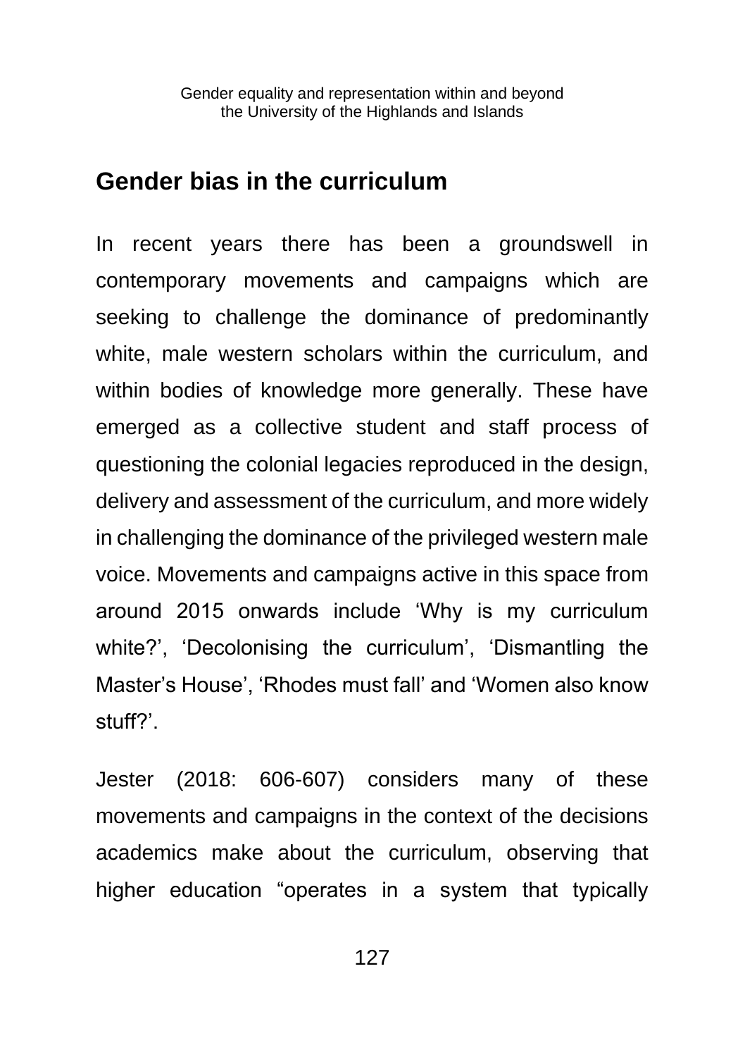## Gender bias in the curriculum

In recent years there has been a groundswell in contemporary movements and campaigns which are seeking to challenge the dominance of predominantly white, male western scholars within the curriculum, and within bodies of knowledge more generally. These have emerged as a collective student and staff process of questioning the colonial legacies reproduced in the design, delivery and assessment of the curriculum, and more widely in challenging the dominance of the privileged western male voice. Movements and campaigns active in this space from around 2015 onwards include 'Why is my curriculum white?', 'Decolonising the curriculum', 'Dismantling the Master's House', 'Rhodes must fall' and 'Women also know stuff?'.

Jester (2018: 606-607) considers many of these movements and campaigns in the context of the decisions academics make about the curriculum, observing that higher education "operates in a system that typically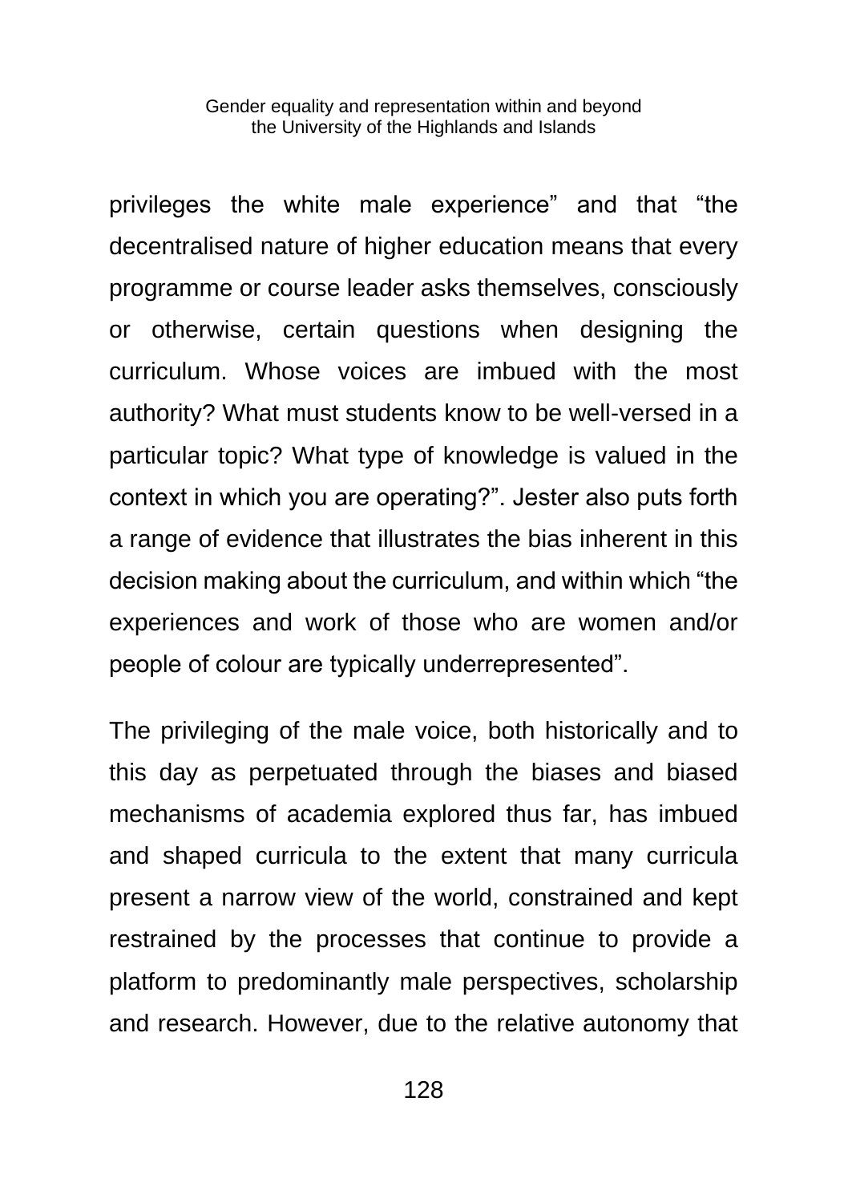privileges the white male experience" and that "the decentralised nature of higher education means that every programme or course leader asks themselves, consciously or otherwise, certain questions when designing the curriculum. Whose voices are imbued with the most authority? What must students know to be well-versed in a particular topic? What type of knowledge is valued in the context in which you are operating?". Jester also puts forth a range of evidence that illustrates the bias inherent in this decision making about the curriculum, and within which "the experiences and work of those who are women and/or people of colour are typically underrepresented".

The privileging of the male voice, both historically and to this day as perpetuated through the biases and biased mechanisms of academia explored thus far, has imbued and shaped curricula to the extent that many curricula present a narrow view of the world, constrained and kept restrained by the processes that continue to provide a platform to predominantly male perspectives, scholarship and research. However, due to the relative autonomy that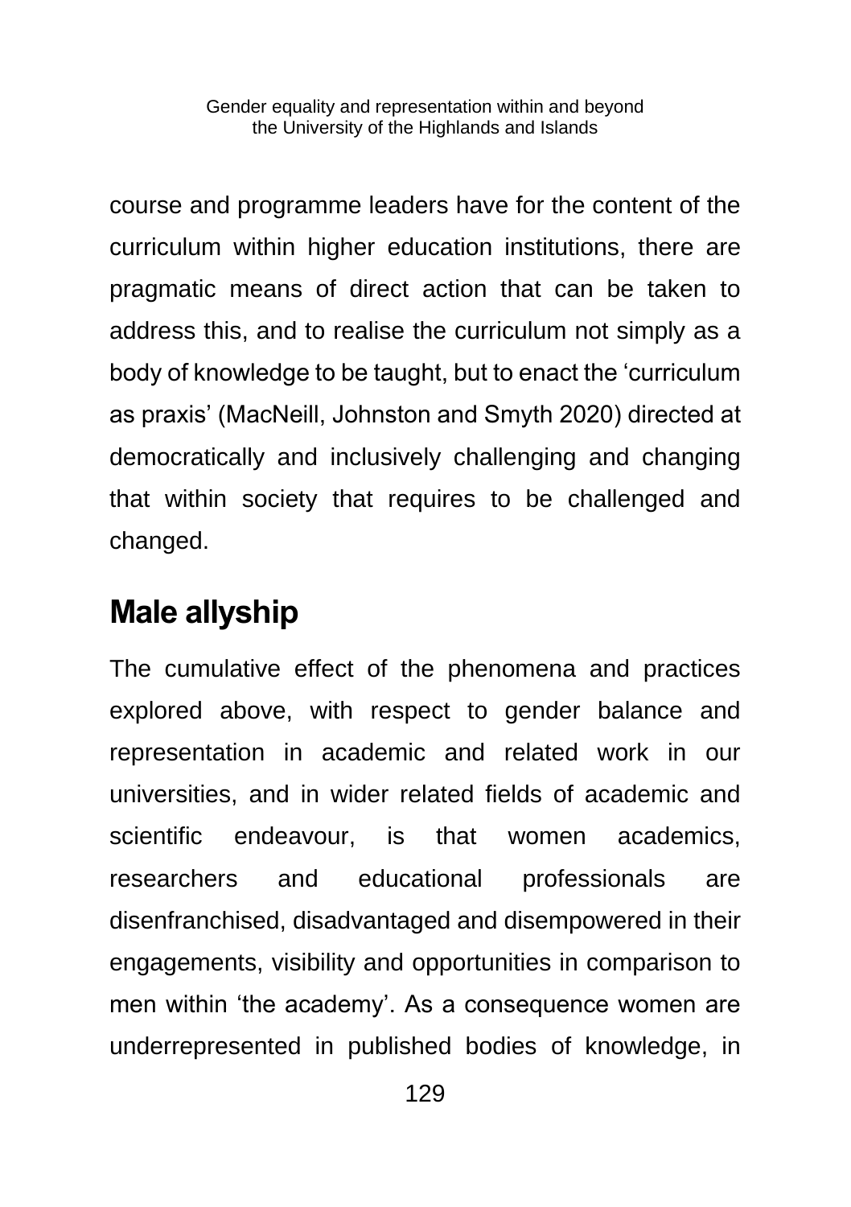course and programme leaders have for the content of the curriculum within higher education institutions, there are pragmatic means of direct action that can be taken to address this, and to realise the curriculum not simply as a body of knowledge to be taught, but to enact the 'curriculum as praxis' (MacNeill, Johnston and Smyth 2020) directed at democratically and inclusively challenging and changing that within society that requires to be challenged and changed.

## Male allyship

The cumulative effect of the phenomena and practices explored above, with respect to gender balance and representation in academic and related work in our universities, and in wider related fields of academic and scientific endeavour, is that women academics, researchers and educational professionals are disenfranchised, disadvantaged and disempowered in their engagements, visibility and opportunities in comparison to men within 'the academy'. As a consequence women are underrepresented in published bodies of knowledge, in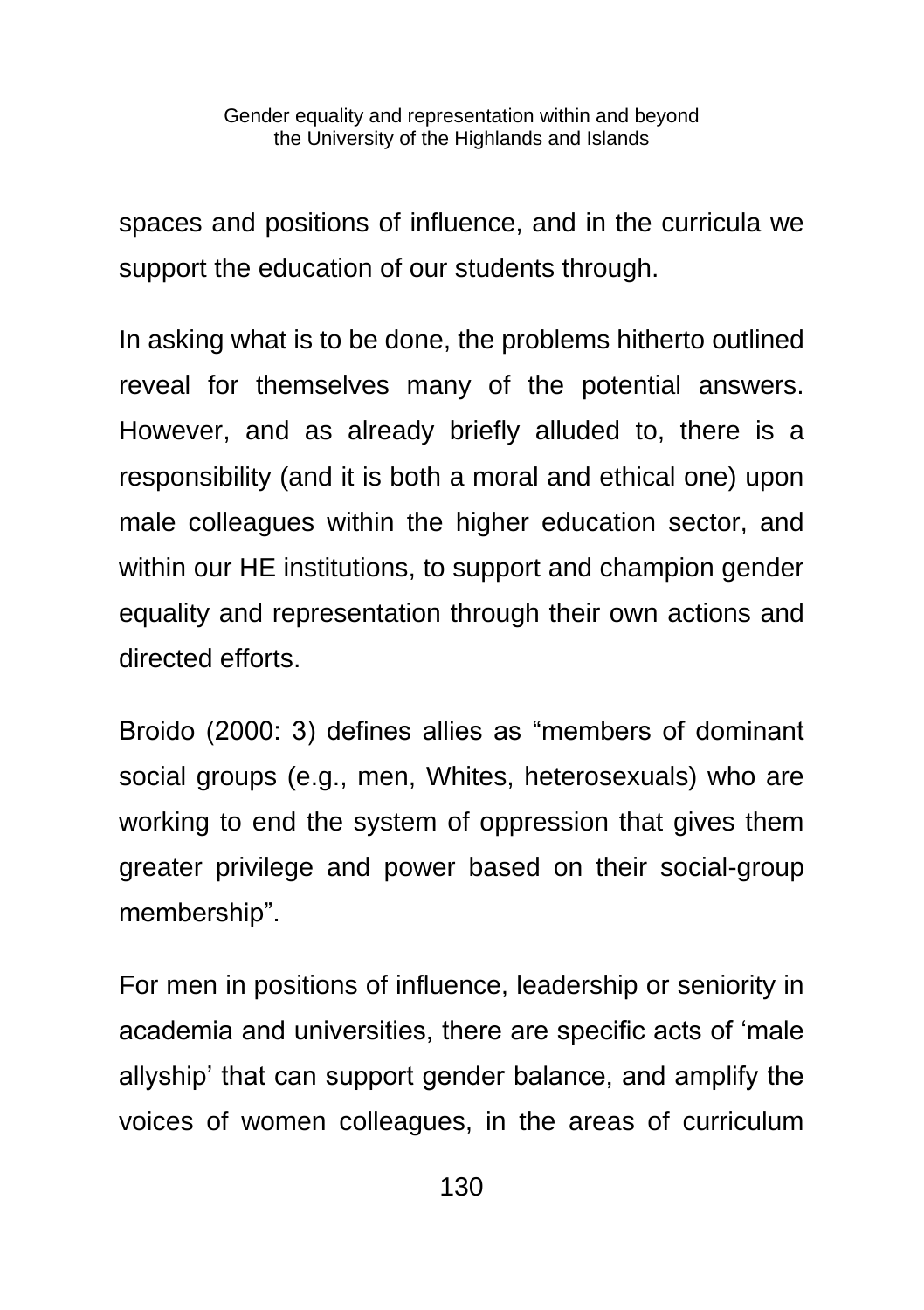spaces and positions of influence, and in the curricula we support the education of our students through.

In asking what is to be done, the problems hitherto outlined reveal for themselves many of the potential answers. However, and as already briefly alluded to, there is a responsibility (and it is both a moral and ethical one) upon male colleagues within the higher education sector, and within our HE institutions, to support and champion gender equality and representation through their own actions and directed efforts.

Broido (2000: 3) defines allies as “members of dominant social groups (e.g., men, Whites, heterosexuals) who are working to end the system of oppression that gives them greater privilege and power based on their social-group membership”.

For men in positions of influence, leadership or seniority in academia and universities, there are specific acts of ‘male allyship’ that can support gender balance, and amplify the voices of women colleagues, in the areas of curriculum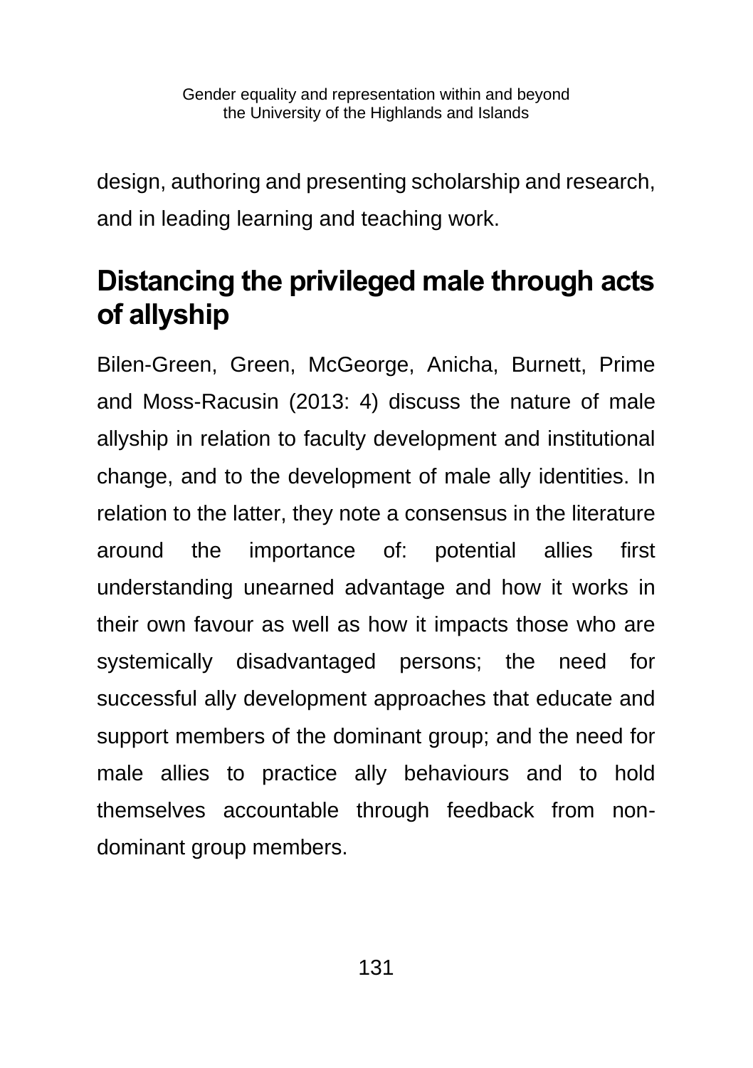design, authoring and presenting scholarship and research, and in leading learning and teaching work.

## Distancing the privileged male through acts of allyship

Bilen-Green, Green, McGeorge, Anicha, Burnett, Prime and Moss-Racusin (2013: 4) discuss the nature of male allyship in relation to faculty development and institutional change, and to the development of male ally identities. In relation to the latter, they note a consensus in the literature around the importance of: potential allies first understanding unearned advantage and how it works in their own favour as well as how it impacts those who are systemically disadvantaged persons; the need for successful ally development approaches that educate and support members of the dominant group; and the need for male allies to practice ally behaviours and to hold themselves accountable through feedback from non-dominant group members.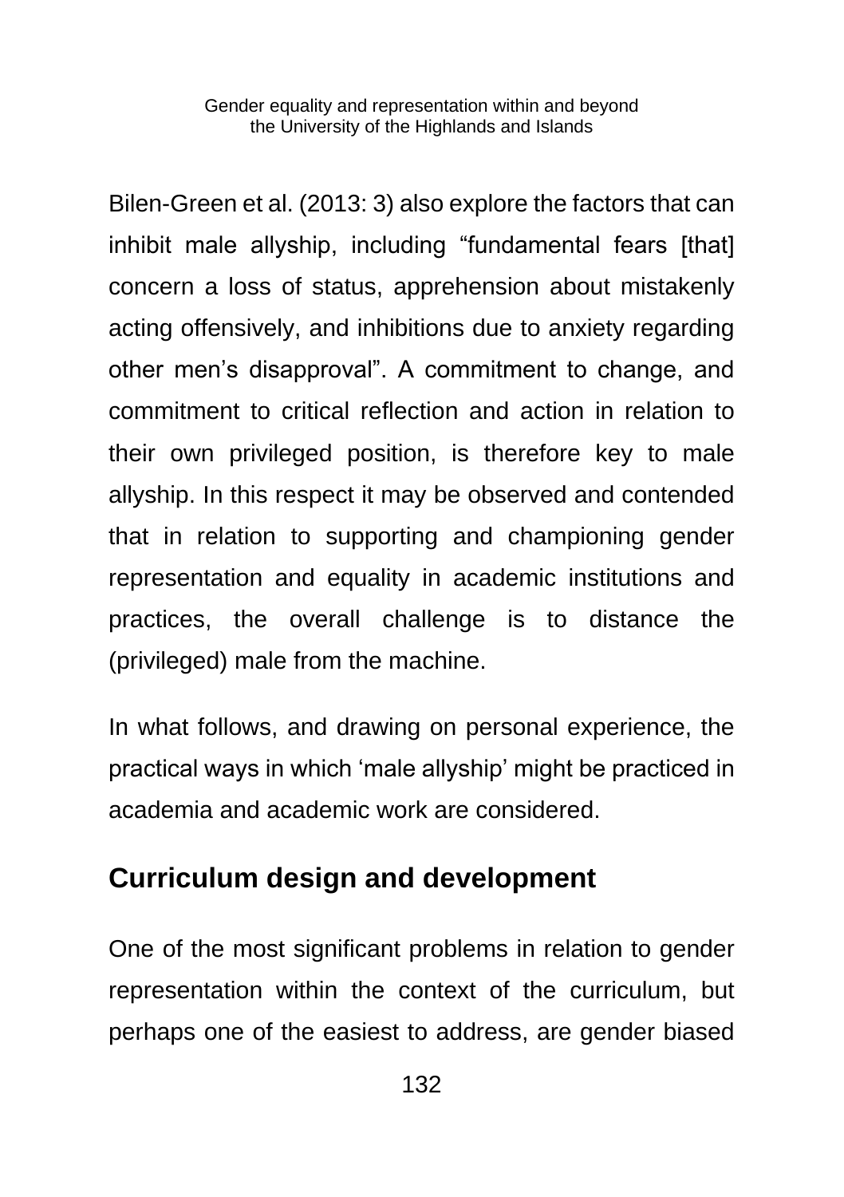Bilen-Green et al. (2013: 3) also explore the factors that can inhibit male allyship, including "fundamental fears [that] concern a loss of status, apprehension about mistakenly acting offensively, and inhibitions due to anxiety regarding other men's disapproval". A commitment to change, and commitment to critical reflection and action in relation to their own privileged position, is therefore key to male allyship. In this respect it may be observed and contended that in relation to supporting and championing gender representation and equality in academic institutions and practices, the overall challenge is to distance the (privileged) male from the machine.

In what follows, and drawing on personal experience, the practical ways in which 'male allyship' might be practiced in academia and academic work are considered.

## Curriculum design and development

One of the most significant problems in relation to gender representation within the context of the curriculum, but perhaps one of the easiest to address, are gender biased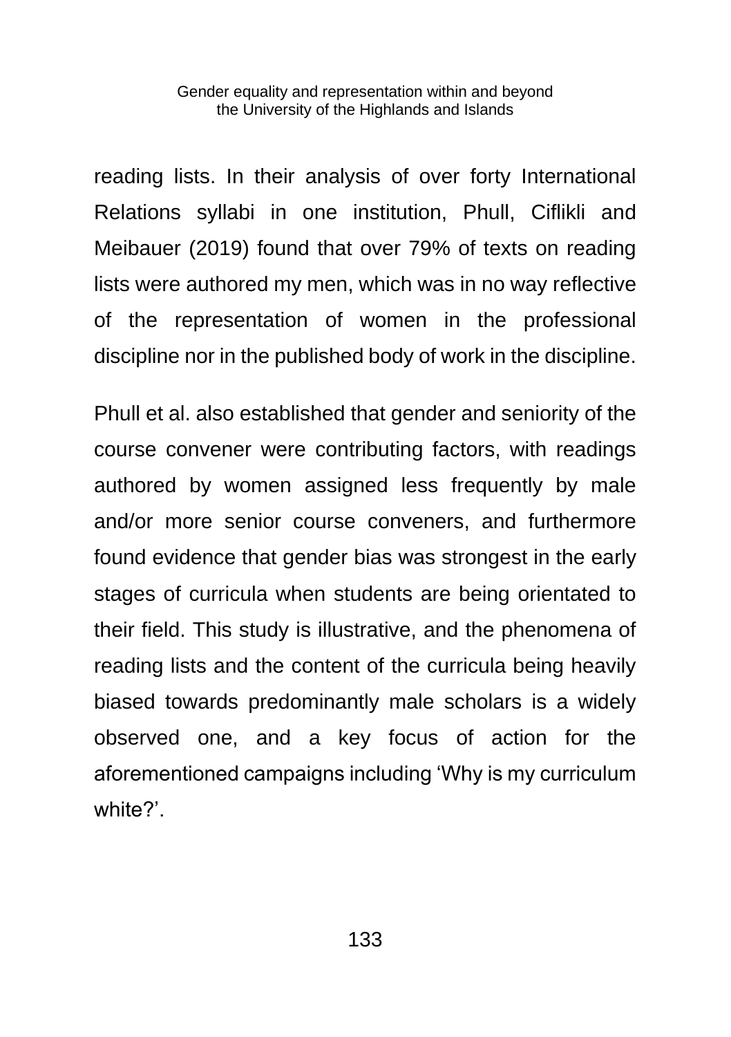reading lists. In their analysis of over forty International Relations syllabi in one institution, Phull, Ciflikli and Meibauer (2019) found that over 79% of texts on reading lists were authored my men, which was in no way reflective of the representation of women in the professional discipline nor in the published body of work in the discipline.

Phull et al. also established that gender and seniority of the course convener were contributing factors, with readings authored by women assigned less frequently by male and/or more senior course conveners, and furthermore found evidence that gender bias was strongest in the early stages of curricula when students are being orientated to their field. This study is illustrative, and the phenomena of reading lists and the content of the curricula being heavily biased towards predominantly male scholars is a widely observed one, and a key focus of action for the aforementioned campaigns including 'Why is my curriculum white?'.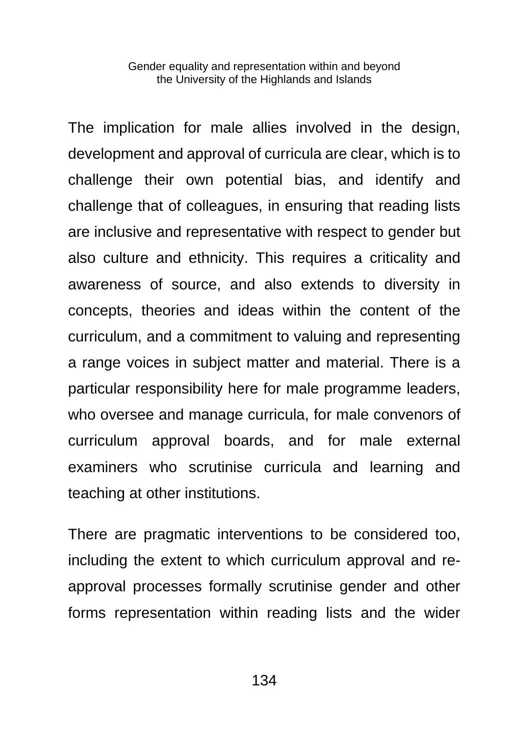The implication for male allies involved in the design, development and approval of curricula are clear, which is to challenge their own potential bias, and identify and challenge that of colleagues, in ensuring that reading lists are inclusive and representative with respect to gender but also culture and ethnicity. This requires a criticality and awareness of source, and also extends to diversity in concepts, theories and ideas within the content of the curriculum, and a commitment to valuing and representing a range voices in subject matter and material. There is a particular responsibility here for male programme leaders, who oversee and manage curricula, for male convenors of curriculum approval boards, and for male external examiners who scrutinise curricula and learning and teaching at other institutions.

There are pragmatic interventions to be considered too, including the extent to which curriculum approval and re-approval processes formally scrutinise gender and other forms representation within reading lists and the wider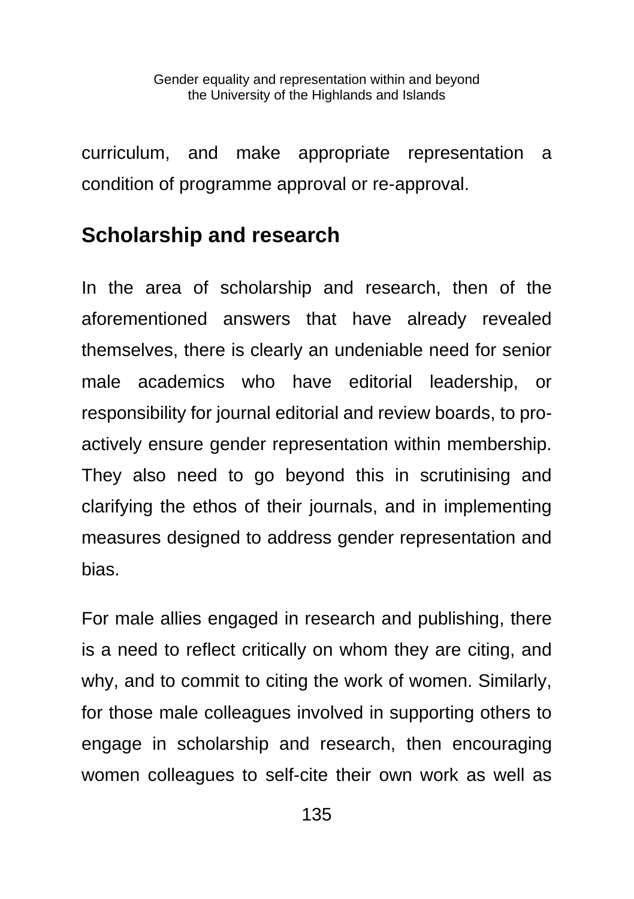curriculum, and make appropriate representation a condition of programme approval or re-approval.

## Scholarship and research

In the area of scholarship and research, then of the aforementioned answers that have already revealed themselves, there is clearly an undeniable need for senior male academics who have editorial leadership, or responsibility for journal editorial and review boards, to pro-actively ensure gender representation within membership. They also need to go beyond this in scrutinising and clarifying the ethos of their journals, and in implementing measures designed to address gender representation and bias.

For male allies engaged in research and publishing, there is a need to reflect critically on whom they are citing, and why, and to commit to citing the work of women. Similarly, for those male colleagues involved in supporting others to engage in scholarship and research, then encouraging women colleagues to self-cite their own work as well as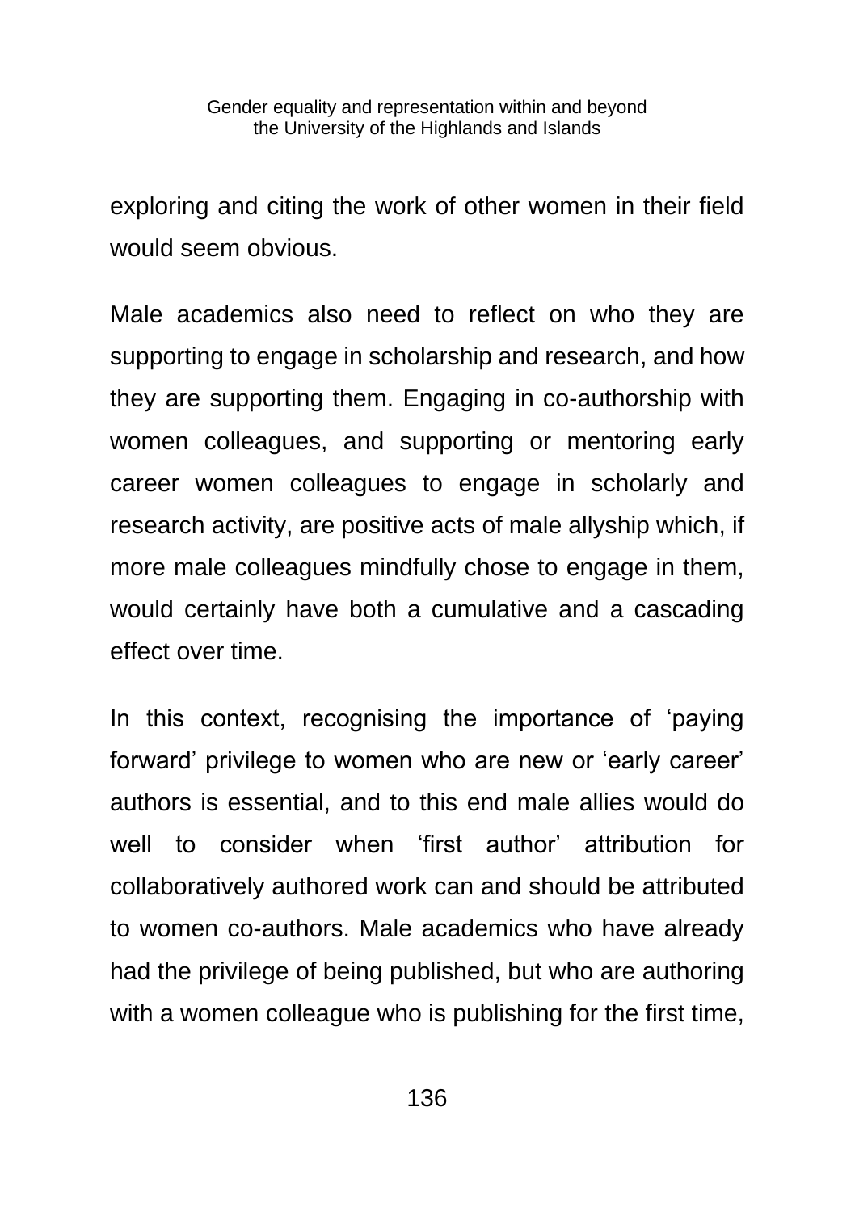exploring and citing the work of other women in their field would seem obvious.

Male academics also need to reflect on who they are supporting to engage in scholarship and research, and how they are supporting them. Engaging in co-authorship with women colleagues, and supporting or mentoring early career women colleagues to engage in scholarly and research activity, are positive acts of male allyship which, if more male colleagues mindfully chose to engage in them, would certainly have both a cumulative and a cascading effect over time.

In this context, recognising the importance of 'paying forward' privilege to women who are new or 'early career' authors is essential, and to this end male allies would do well to consider when 'first author' attribution for collaboratively authored work can and should be attributed to women co-authors. Male academics who have already had the privilege of being published, but who are authoring with a women colleague who is publishing for the first time,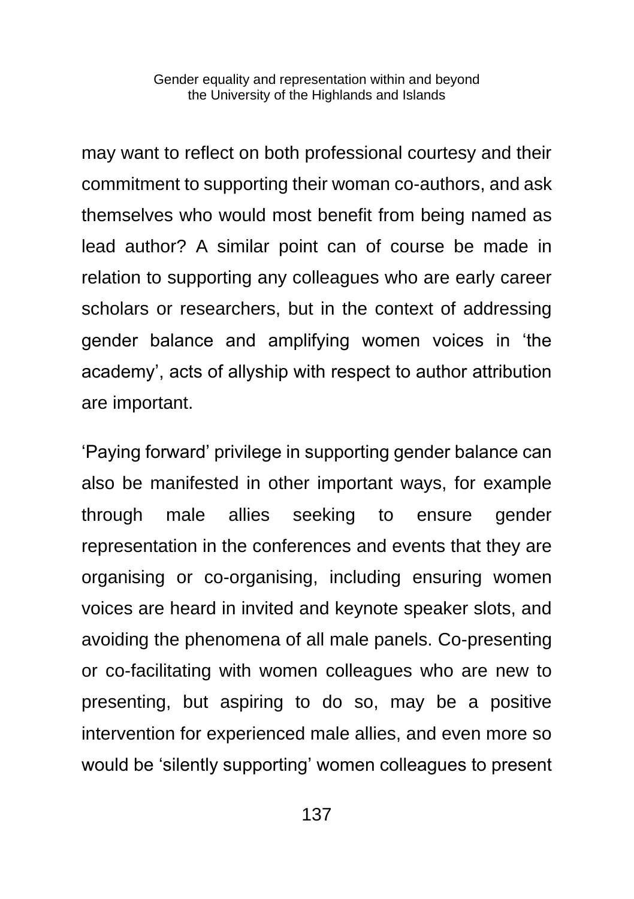may want to reflect on both professional courtesy and their commitment to supporting their woman co-authors, and ask themselves who would most benefit from being named as lead author? A similar point can of course be made in relation to supporting any colleagues who are early career scholars or researchers, but in the context of addressing gender balance and amplifying women voices in 'the academy', acts of allyship with respect to author attribution are important.

'Paying forward' privilege in supporting gender balance can also be manifested in other important ways, for example through male allies seeking to ensure gender representation in the conferences and events that they are organising or co-organising, including ensuring women voices are heard in invited and keynote speaker slots, and avoiding the phenomena of all male panels. Co-presenting or co-facilitating with women colleagues who are new to presenting, but aspiring to do so, may be a positive intervention for experienced male allies, and even more so would be 'silently supporting' women colleagues to present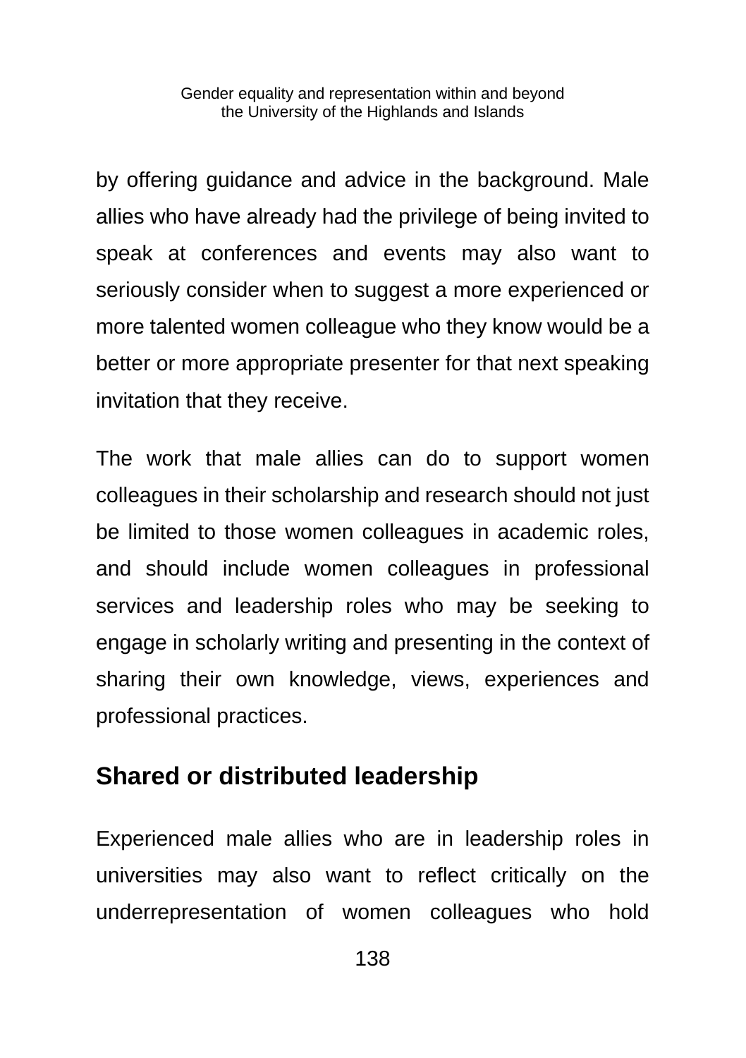by offering guidance and advice in the background. Male allies who have already had the privilege of being invited to speak at conferences and events may also want to seriously consider when to suggest a more experienced or more talented women colleague who they know would be a better or more appropriate presenter for that next speaking invitation that they receive.

The work that male allies can do to support women colleagues in their scholarship and research should not just be limited to those women colleagues in academic roles, and should include women colleagues in professional services and leadership roles who may be seeking to engage in scholarly writing and presenting in the context of sharing their own knowledge, views, experiences and professional practices.

## Shared or distributed leadership

Experienced male allies who are in leadership roles in universities may also want to reflect critically on the underrepresentation of women colleagues who hold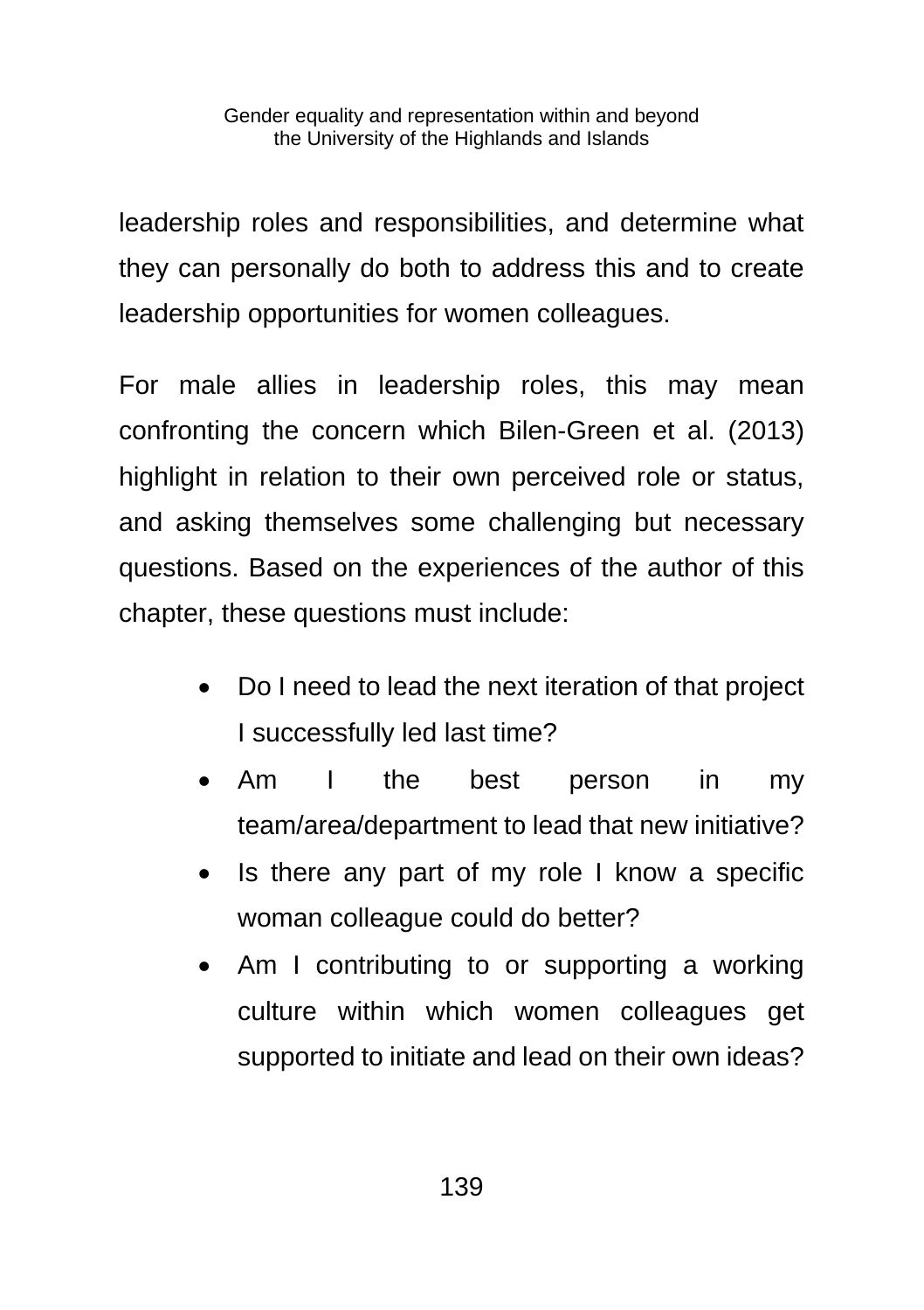leadership roles and responsibilities, and determine what they can personally do both to address this and to create leadership opportunities for women colleagues.

For male allies in leadership roles, this may mean confronting the concern which Bilen-Green et al. (2013) highlight in relation to their own perceived role or status, and asking themselves some challenging but necessary questions. Based on the experiences of the author of this chapter, these questions must include:

- Do I need to lead the next iteration of that project I successfully led last time?
- Am I the best person in my team/area/department to lead that new initiative?
- Is there any part of my role I know a specific woman colleague could do better?
- Am I contributing to or supporting a working culture within which women colleagues get supported to initiate and lead on their own ideas?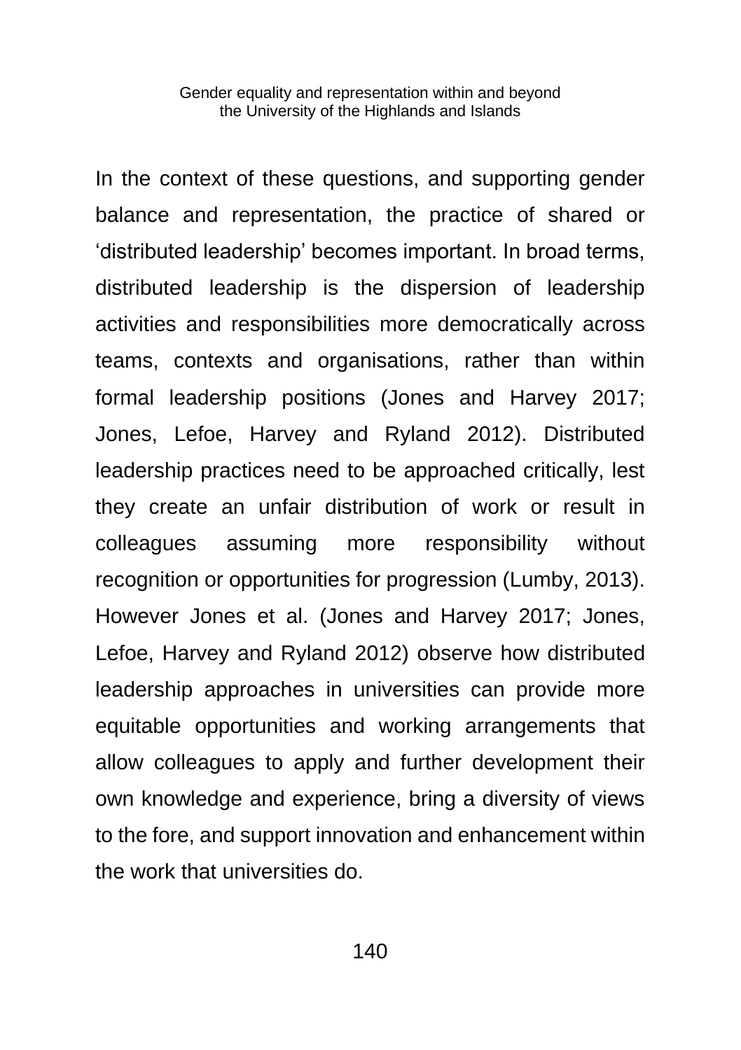In the context of these questions, and supporting gender balance and representation, the practice of shared or 'distributed leadership' becomes important. In broad terms, distributed leadership is the dispersion of leadership activities and responsibilities more democratically across teams, contexts and organisations, rather than within formal leadership positions (Jones and Harvey 2017; Jones, Lefoe, Harvey and Ryland 2012). Distributed leadership practices need to be approached critically, lest they create an unfair distribution of work or result in colleagues assuming more responsibility without recognition or opportunities for progression (Lumby, 2013). However Jones et al. (Jones and Harvey 2017; Jones, Lefoe, Harvey and Ryland 2012) observe how distributed leadership approaches in universities can provide more equitable opportunities and working arrangements that allow colleagues to apply and further development their own knowledge and experience, bring a diversity of views to the fore, and support innovation and enhancement within the work that universities do.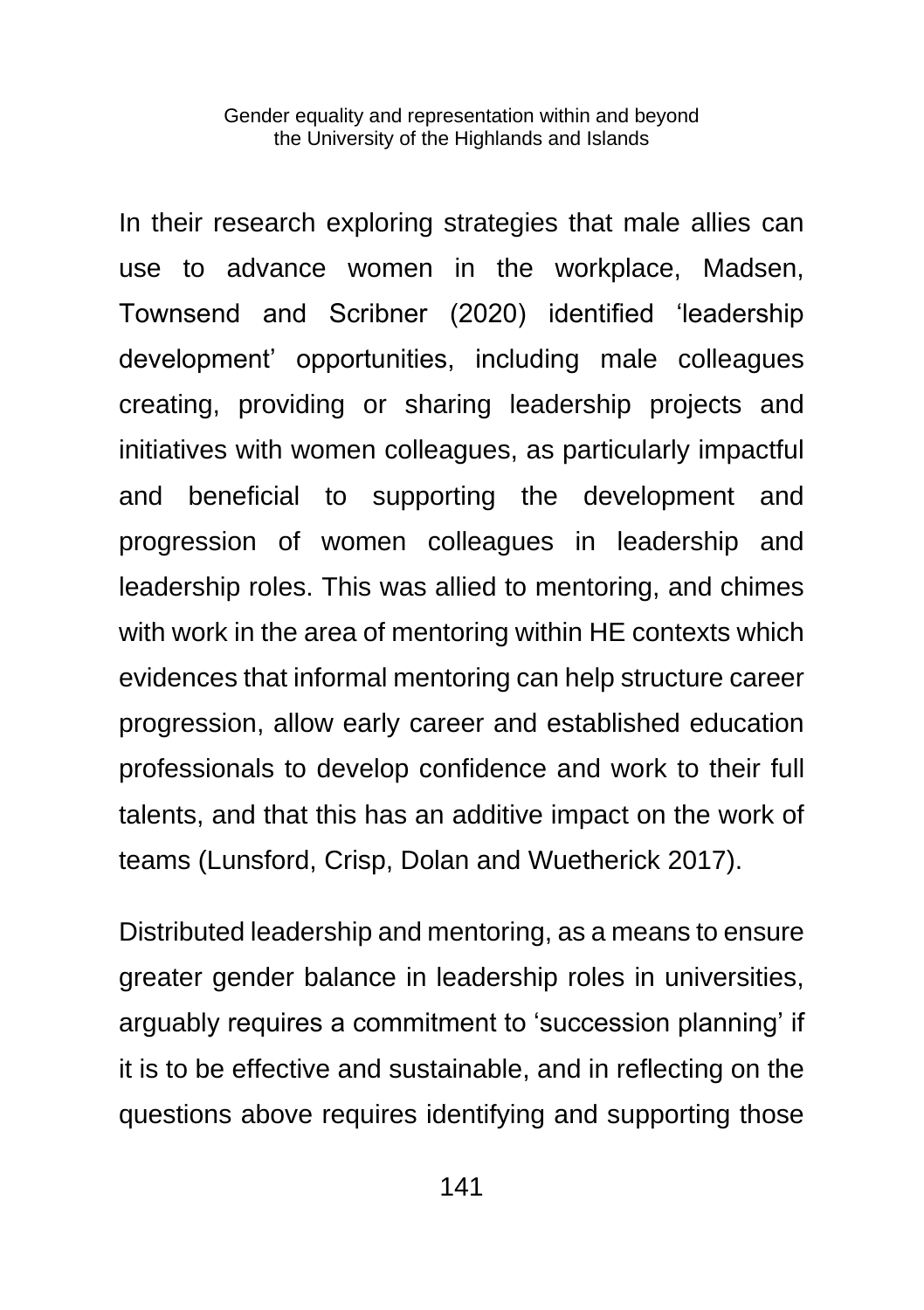In their research exploring strategies that male allies can use to advance women in the workplace, Madsen, Townsend and Scribner (2020) identified 'leadership development' opportunities, including male colleagues creating, providing or sharing leadership projects and initiatives with women colleagues, as particularly impactful and beneficial to supporting the development and progression of women colleagues in leadership and leadership roles. This was allied to mentoring, and chimes with work in the area of mentoring within HE contexts which evidences that informal mentoring can help structure career progression, allow early career and established education professionals to develop confidence and work to their full talents, and that this has an additive impact on the work of teams (Lunsford, Crisp, Dolan and Wuetherick 2017).

Distributed leadership and mentoring, as a means to ensure greater gender balance in leadership roles in universities, arguably requires a commitment to 'succession planning' if it is to be effective and sustainable, and in reflecting on the questions above requires identifying and supporting those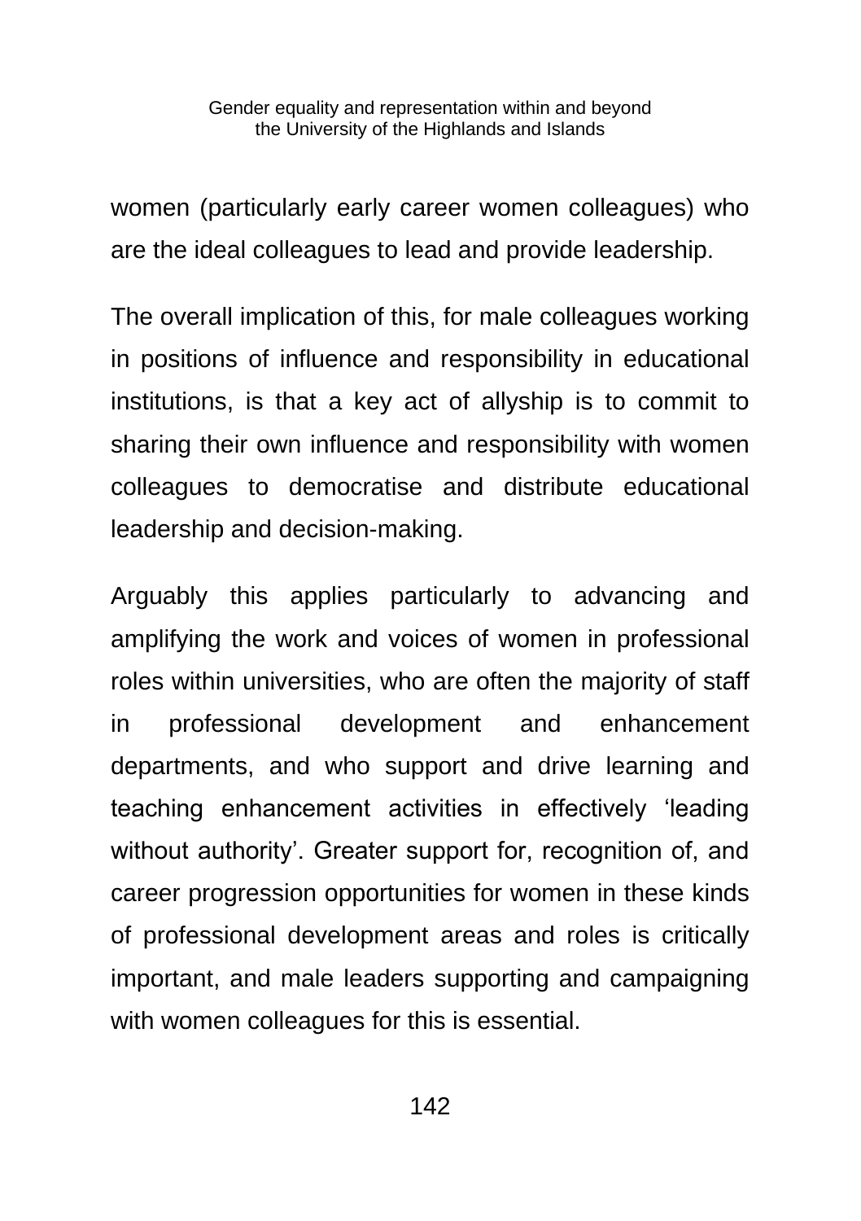women (particularly early career women colleagues) who are the ideal colleagues to lead and provide leadership.

The overall implication of this, for male colleagues working in positions of influence and responsibility in educational institutions, is that a key act of allyship is to commit to sharing their own influence and responsibility with women colleagues to democratise and distribute educational leadership and decision-making.

Arguably this applies particularly to advancing and amplifying the work and voices of women in professional roles within universities, who are often the majority of staff in professional development and enhancement departments, and who support and drive learning and teaching enhancement activities in effectively 'leading without authority'. Greater support for, recognition of, and career progression opportunities for women in these kinds of professional development areas and roles is critically important, and male leaders supporting and campaigning with women colleagues for this is essential.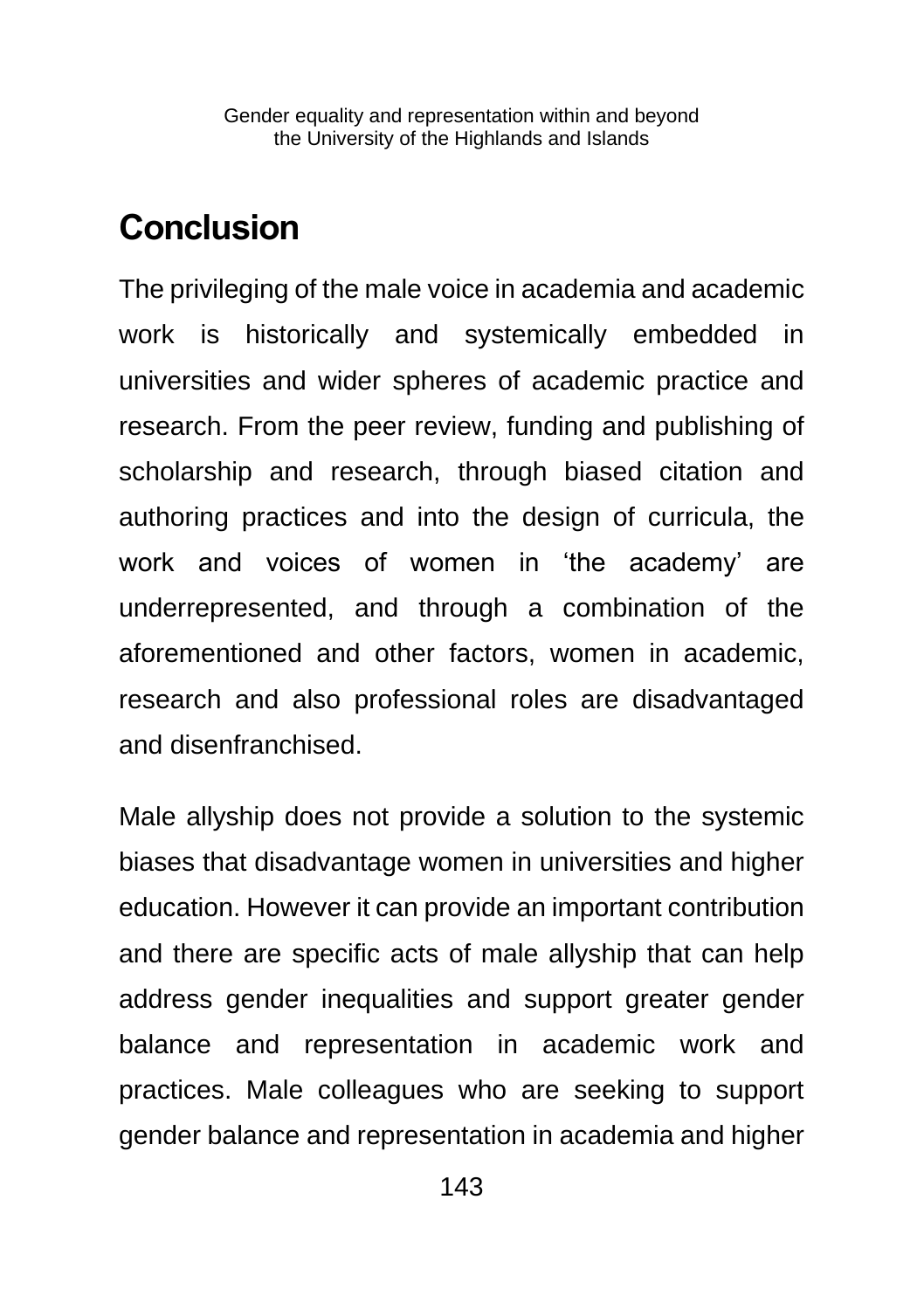## Conclusion

The privileging of the male voice in academia and academic work is historically and systemically embedded in universities and wider spheres of academic practice and research. From the peer review, funding and publishing of scholarship and research, through biased citation and authoring practices and into the design of curricula, the work and voices of women in 'the academy' are underrepresented, and through a combination of the aforementioned and other factors, women in academic, research and also professional roles are disadvantaged and disenfranchised.

Male allyship does not provide a solution to the systemic biases that disadvantage women in universities and higher education. However it can provide an important contribution and there are specific acts of male allyship that can help address gender inequalities and support greater gender balance and representation in academic work and practices. Male colleagues who are seeking to support gender balance and representation in academia and higher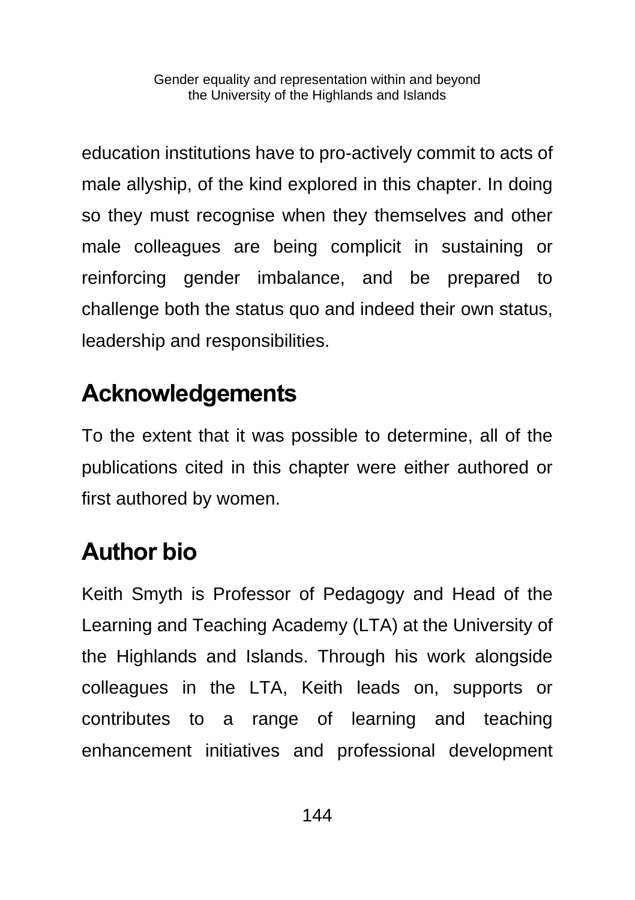education institutions have to pro-actively commit to acts of male allyship, of the kind explored in this chapter. In doing so they must recognise when they themselves and other male colleagues are being complicit in sustaining or reinforcing gender imbalance, and be prepared to challenge both the status quo and indeed their own status, leadership and responsibilities.

## Acknowledgements

To the extent that it was possible to determine, all of the publications cited in this chapter were either authored or first authored by women.

## Author bio

Keith Smyth is Professor of Pedagogy and Head of the Learning and Teaching Academy (LTA) at the University of the Highlands and Islands. Through his work alongside colleagues in the LTA, Keith leads on, supports or contributes to a range of learning and teaching enhancement initiatives and professional development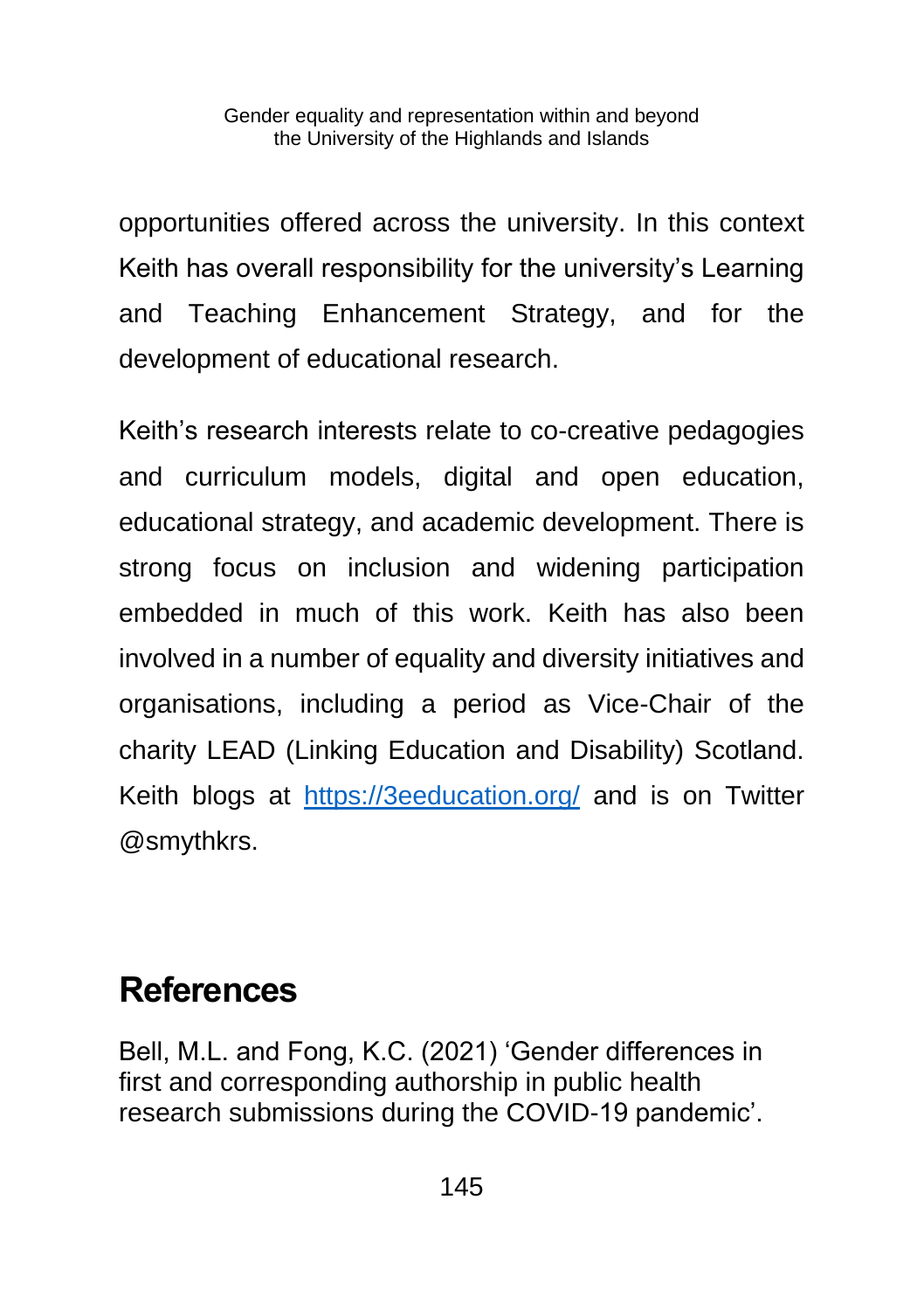opportunities offered across the university. In this context Keith has overall responsibility for the university's Learning and Teaching Enhancement Strategy, and for the development of educational research.

Keith's research interests relate to co-creative pedagogies and curriculum models, digital and open education, educational strategy, and academic development. There is strong focus on inclusion and widening participation embedded in much of this work. Keith has also been involved in a number of equality and diversity initiatives and organisations, including a period as Vice-Chair of the charity LEAD (Linking Education and Disability) Scotland. Keith blogs at [https://3eeducation.org/](https://3eeducation.org/) and is on Twitter @smythkrs.

## References

Bell, M.L. and Fong, K.C. (2021) 'Gender differences in first and corresponding authorship in public health research submissions during the COVID-19 pandemic'.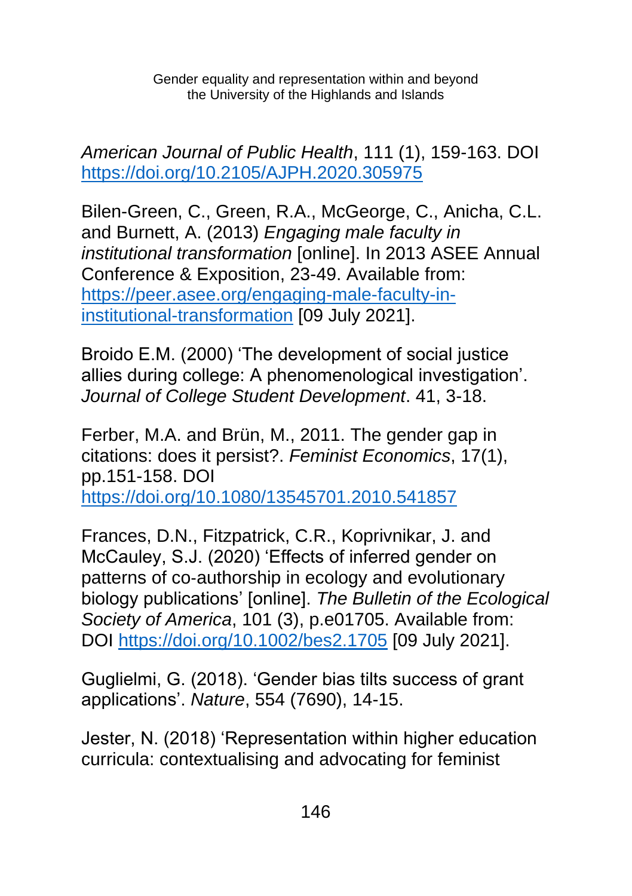*American Journal of Public Health*, 111 (1), 159-163. DOI https://doi.org/10.2105/AJPH.2020.305975

Bilen-Green, C., Green, R.A., McGeorge, C., Anicha, C.L. and Burnett, A. (2013) *Engaging male faculty in institutional transformation* [online]. In 2013 ASEE Annual Conference & Exposition, 23-49. Available from: https://peer.asee.org/engaging-male-faculty-in-institutional-transformation [09 July 2021].

Broido E.M. (2000) 'The development of social justice allies during college: A phenomenological investigation'. *Journal of College Student Development*. 41, 3-18.

Ferber, M.A. and Brün, M., 2011. The gender gap in citations: does it persist?. *Feminist Economics*, 17(1), pp.151-158. DOI https://doi.org/10.1080/13545701.2010.541857

Frances, D.N., Fitzpatrick, C.R., Koprivnikar, J. and McCauley, S.J. (2020) 'Effects of inferred gender on patterns of co-authorship in ecology and evolutionary biology publications' [online]. *The Bulletin of the Ecological Society of America*, 101 (3), p.e01705. Available from: DOI https://doi.org/10.1002/bes2.1705 [09 July 2021].

Guglielmi, G. (2018). 'Gender bias tilts success of grant applications'. *Nature*, 554 (7690), 14-15.

Jester, N. (2018) 'Representation within higher education curricula: contextualising and advocating for feminist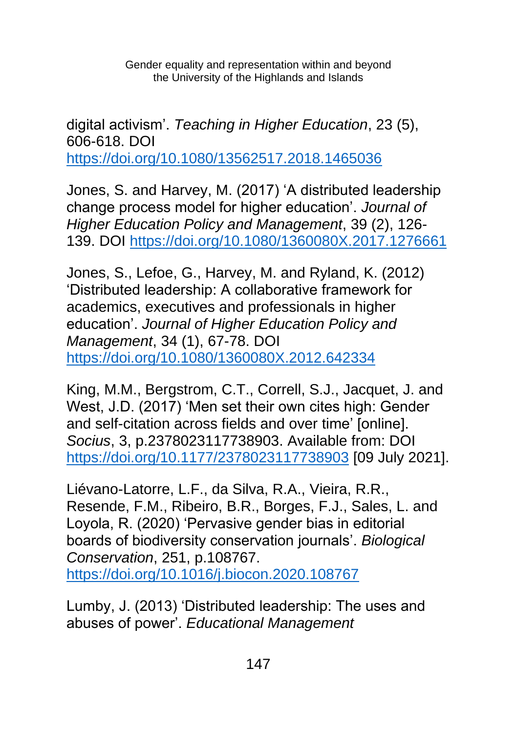digital activism'. *Teaching in Higher Education*, 23 (5), 606-618. DOI https://doi.org/10.1080/13562517.2018.1465036

Jones, S. and Harvey, M. (2017) 'A distributed leadership change process model for higher education'. *Journal of Higher Education Policy and Management*, 39 (2), 126-139. DOI https://doi.org/10.1080/1360080X.2017.1276661

Jones, S., Lefoe, G., Harvey, M. and Ryland, K. (2012) 'Distributed leadership: A collaborative framework for academics, executives and professionals in higher education'. *Journal of Higher Education Policy and Management*, 34 (1), 67-78. DOI https://doi.org/10.1080/1360080X.2012.642334

King, M.M., Bergstrom, C.T., Correll, S.J., Jacquet, J. and West, J.D. (2017) 'Men set their own cites high: Gender and self-citation across fields and over time' [online]. *Socius*, 3, p.2378023117738903. Available from: DOI https://doi.org/10.1177/2378023117738903 [09 July 2021].

Liévano-Latorre, L.F., da Silva, R.A., Vieira, R.R., Resende, F.M., Ribeiro, B.R., Borges, F.J., Sales, L. and Loyola, R. (2020) 'Pervasive gender bias in editorial boards of biodiversity conservation journals'. *Biological Conservation*, 251, p.108767. https://doi.org/10.1016/j.biocon.2020.108767

Lumby, J. (2013) 'Distributed leadership: The uses and abuses of power'. *Educational Management*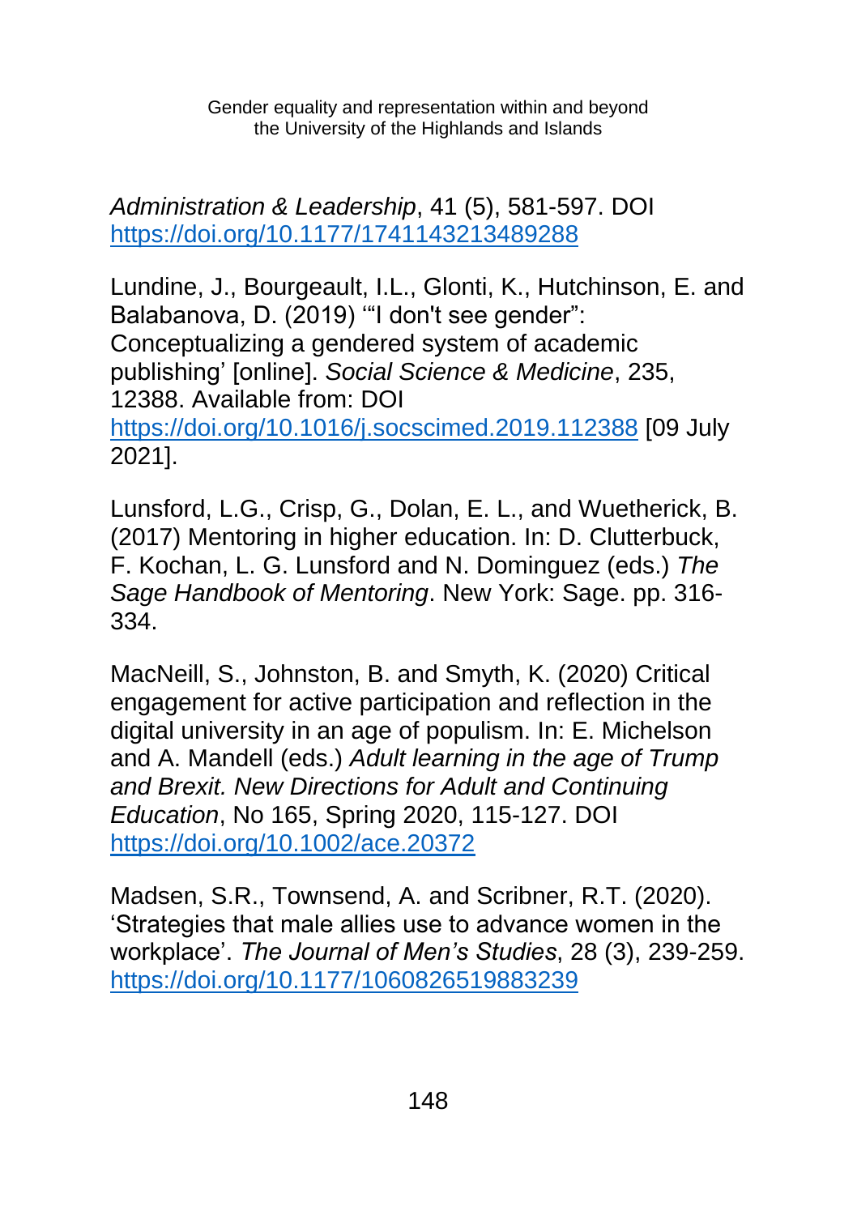*Administration & Leadership*, 41 (5), 581-597. DOI https://doi.org/10.1177/1741143213489288

Lundine, J., Bourgeault, I.L., Glonti, K., Hutchinson, E. and Balabanova, D. (2019) '"I don't see gender": Conceptualizing a gendered system of academic publishing' [online]. *Social Science & Medicine*, 235, 12388. Available from: DOI https://doi.org/10.1016/j.socscimed.2019.112388 [09 July 2021].

Lunsford, L.G., Crisp, G., Dolan, E. L., and Wuetherick, B. (2017) Mentoring in higher education. In: D. Clutterbuck, F. Kochan, L. G. Lunsford and N. Dominguez (eds.) *The Sage Handbook of Mentoring*. New York: Sage. pp. 316-334.

MacNeill, S., Johnston, B. and Smyth, K. (2020) Critical engagement for active participation and reflection in the digital university in an age of populism. In: E. Michelson and A. Mandell (eds.) *Adult learning in the age of Trump and Brexit. New Directions for Adult and Continuing Education*, No 165, Spring 2020, 115-127. DOI https://doi.org/10.1002/ace.20372

Madsen, S.R., Townsend, A. and Scribner, R.T. (2020). 'Strategies that male allies use to advance women in the workplace'. *The Journal of Men's Studies*, 28 (3), 239-259. https://doi.org/10.1177/1060826519883239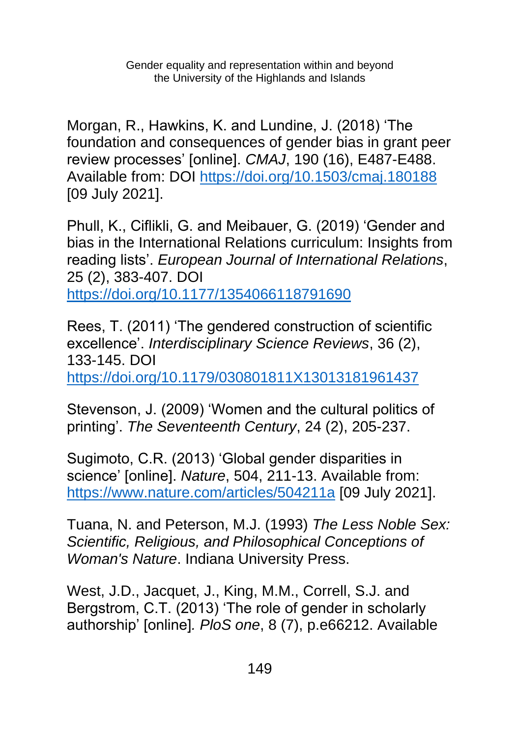Morgan, R., Hawkins, K. and Lundine, J. (2018) 'The foundation and consequences of gender bias in grant peer review processes' [online]. *CMAJ*, 190 (16), E487-E488. Available from: DOI https://doi.org/10.1503/cmaj.180188 [09 July 2021].

Phull, K., Ciflikli, G. and Meibauer, G. (2019) 'Gender and bias in the International Relations curriculum: Insights from reading lists'. *European Journal of International Relations*, 25 (2), 383-407. DOI https://doi.org/10.1177/1354066118791690

Rees, T. (2011) 'The gendered construction of scientific excellence'. *Interdisciplinary Science Reviews*, 36 (2), 133-145. DOI https://doi.org/10.1179/030801811X13013181961437

Stevenson, J. (2009) 'Women and the cultural politics of printing'. *The Seventeenth Century*, 24 (2), 205-237.

Sugimoto, C.R. (2013) 'Global gender disparities in science' [online]. *Nature*, 504, 211-13. Available from: https://www.nature.com/articles/504211a [09 July 2021].

Tuana, N. and Peterson, M.J. (1993) *The Less Noble Sex: Scientific, Religious, and Philosophical Conceptions of Woman's Nature*. Indiana University Press.

West, J.D., Jacquet, J., King, M.M., Correll, S.J. and Bergstrom, C.T. (2013) 'The role of gender in scholarly authorship' [online]. *PloS one*, 8 (7), p.e66212. Available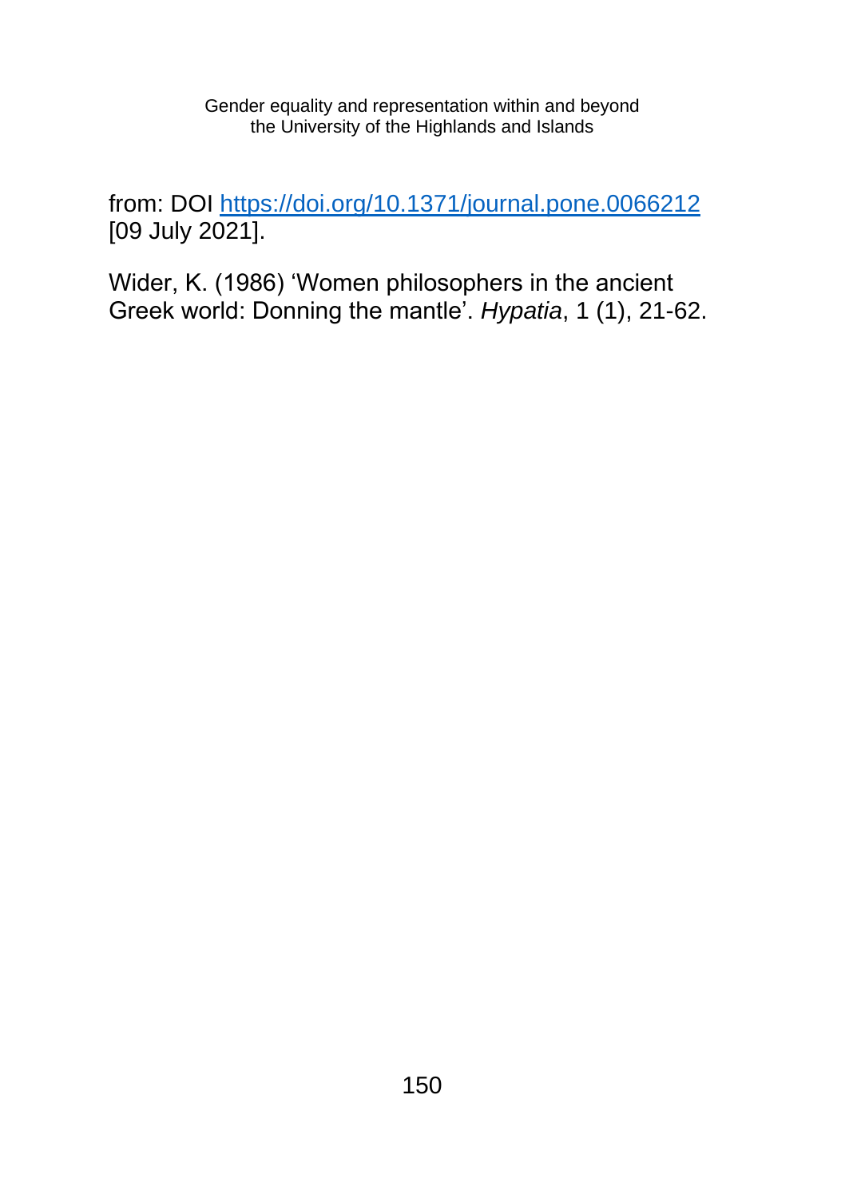from: DOI https://doi.org/10.1371/journal.pone.0066212 [09 July 2021].

Wider, K. (1986) ‘Women philosophers in the ancient Greek world: Donning the mantle’. *Hypatia*, 1 (1), 21-62.